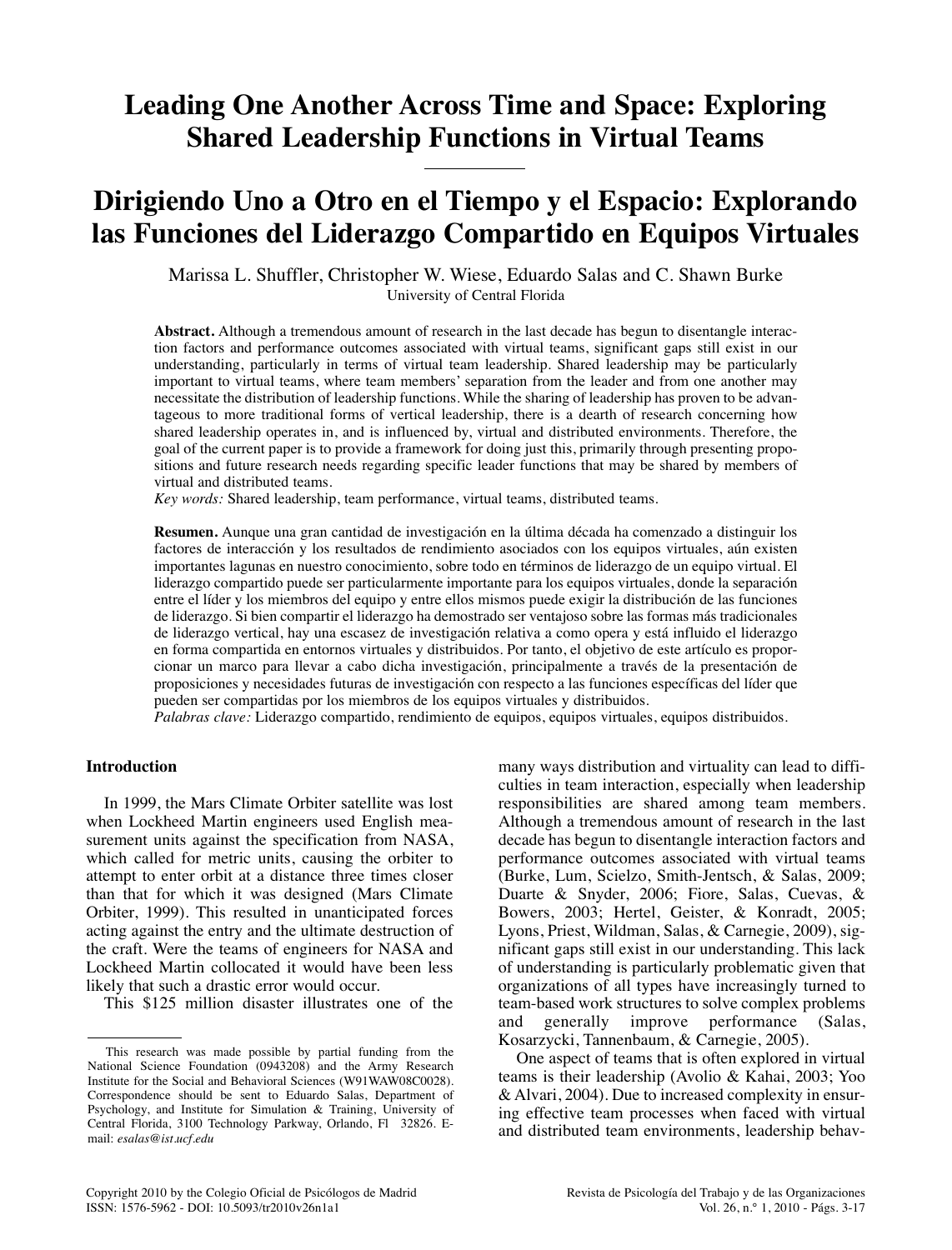# Leading One Another Across Time and Space: Exploring Shared Leadership Functions in Virtual Teams

# Dirigiendo Uno a Otro en el Tiempo y el Espacio: Explorando las Funciones del Liderazgo Compartido en Equipos Virtuales

Marissa L. Shuffler, Christopher W. Wiese, Eduardo Salas and C. Shawn Burke
University of Central Florida

**Abstract.** Although a tremendous amount of research in the last decade has begun to disentangle interaction factors and performance outcomes associated with virtual teams, significant gaps still exist in our understanding, particularly in terms of virtual team leadership. Shared leadership may be particularly important to virtual teams, where team members' separation from the leader and from one another may necessitate the distribution of leadership functions. While the sharing of leadership has proven to be advantageous to more traditional forms of vertical leadership, there is a dearth of research concerning how shared leadership operates in, and is influenced by, virtual and distributed environments. Therefore, the goal of the current paper is to provide a framework for doing just this, primarily through presenting propositions and future research needs regarding specific leader functions that may be shared by members of virtual and distributed teams.
*Key words:* Shared leadership, team performance, virtual teams, distributed teams.

**Resumen.** Aunque una gran cantidad de investigación en la última década ha comenzado a distinguir los factores de interacción y los resultados de rendimiento asociados con los equipos virtuales, aún existen importantes lagunas en nuestro conocimiento, sobre todo en términos de liderazgo de un equipo virtual. El liderazgo compartido puede ser particularmente importante para los equipos virtuales, donde la separación entre el líder y los miembros del equipo y entre ellos mismos puede exigir la distribución de las funciones de liderazgo. Si bien compartir el liderazgo ha demostrado ser ventajoso sobre las formas más tradicionales de liderazgo vertical, hay una escasez de investigación relativa a como opera y está influido el liderazgo en forma compartida en entornos virtuales y distribuidos. Por tanto, el objetivo de este artículo es proporcionar un marco para llevar a cabo dicha investigación, principalmente a través de la presentación de proposiciones y necesidades futuras de investigación con respecto a las funciones específicas del líder que pueden ser compartidas por los miembros de los equipos virtuales y distribuidos.
*Palabras clave:* Liderazgo compartido, rendimiento de equipos, equipos virtuales, equipos distribuidos.

## Introduction

In 1999, the Mars Climate Orbiter satellite was lost when Lockheed Martin engineers used English measurement units against the specification from NASA, which called for metric units, causing the orbiter to attempt to enter orbit at a distance three times closer than that for which it was designed (Mars Climate Orbiter, 1999). This resulted in unanticipated forces acting against the entry and the ultimate destruction of the craft. Were the teams of engineers for NASA and Lockheed Martin collocated it would have been less likely that such a drastic error would occur.

This $125 million disaster illustrates one of the many ways distribution and virtuality can lead to difficulties in team interaction, especially when leadership responsibilities are shared among team members. Although a tremendous amount of research in the last decade has begun to disentangle interaction factors and performance outcomes associated with virtual teams (Burke, Lum, Scielzo, Smith-Jentsch, & Salas, 2009; Duarte & Snyder, 2006; Fiore, Salas, Cuevas, & Bowers, 2003; Hertel, Geister, & Konradt, 2005; Lyons, Priest, Wildman, Salas, & Carnegie, 2009), significant gaps still exist in our understanding. This lack of understanding is particularly problematic given that organizations of all types have increasingly turned to team-based work structures to solve complex problems and generally improve performance (Salas, Kosarzycki, Tannenbaum, & Carnegie, 2005).

One aspect of teams that is often explored in virtual teams is their leadership (Avolio & Kahai, 2003; Yoo & Alvari, 2004). Due to increased complexity in ensuring effective team processes when faced with virtual and distributed team environments, leadership behav-

This research was made possible by partial funding from the National Science Foundation (0943208) and the Army Research Institute for the Social and Behavioral Sciences (W91WAW08C0028). Correspondence should be sent to Eduardo Salas, Department of Psychology, and Institute for Simulation & Training, University of Central Florida, 3100 Technology Parkway, Orlando, Fl 32826. E-mail: *esalas@ist.ucf.edu*

Copyright 2010 by the Colegio Oficial de Psicólogos de Madrid
ISSN: 1576-5962 - DOI: 10.5093/tr2010v26n1a1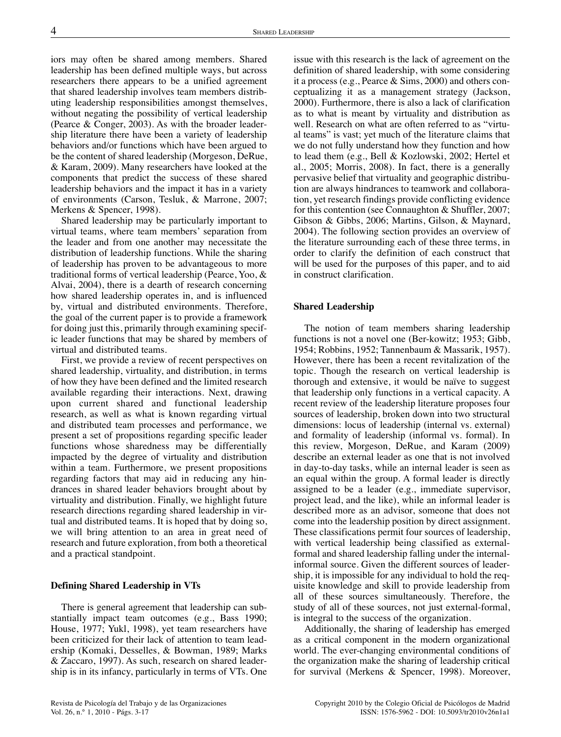iors may often be shared among members. Shared leadership has been defined multiple ways, but across researchers there appears to be a unified agreement that shared leadership involves team members distributing leadership responsibilities amongst themselves, without negating the possibility of vertical leadership (Pearce & Conger, 2003). As with the broader leadership literature there have been a variety of leadership behaviors and/or functions which have been argued to be the content of shared leadership (Morgeson, DeRue, & Karam, 2009). Many researchers have looked at the components that predict the success of these shared leadership behaviors and the impact it has in a variety of environments (Carson, Tesluk, & Marrone, 2007; Merkens & Spencer, 1998).

Shared leadership may be particularly important to virtual teams, where team members' separation from the leader and from one another may necessitate the distribution of leadership functions. While the sharing of leadership has proven to be advantageous to more traditional forms of vertical leadership (Pearce, Yoo, & Alvai, 2004), there is a dearth of research concerning how shared leadership operates in, and is influenced by, virtual and distributed environments. Therefore, the goal of the current paper is to provide a framework for doing just this, primarily through examining specific leader functions that may be shared by members of virtual and distributed teams.

First, we provide a review of recent perspectives on shared leadership, virtuality, and distribution, in terms of how they have been defined and the limited research available regarding their interactions. Next, drawing upon current shared and functional leadership research, as well as what is known regarding virtual and distributed team processes and performance, we present a set of propositions regarding specific leader functions whose sharedness may be differentially impacted by the degree of virtuality and distribution within a team. Furthermore, we present propositions regarding factors that may aid in reducing any hindrances in shared leader behaviors brought about by virtuality and distribution. Finally, we highlight future research directions regarding shared leadership in virtual and distributed teams. It is hoped that by doing so, we will bring attention to an area in great need of research and future exploration, from both a theoretical and a practical standpoint.

## Defining Shared Leadership in VTs

There is general agreement that leadership can substantially impact team outcomes (e.g., Bass 1990; House, 1977; Yukl, 1998), yet team researchers have been criticized for their lack of attention to team leadership (Komaki, Desselles, & Bowman, 1989; Marks & Zaccaro, 1997). As such, research on shared leadership is in its infancy, particularly in terms of VTs. One issue with this research is the lack of agreement on the definition of shared leadership, with some considering it a process (e.g., Pearce & Sims, 2000) and others conceptualizing it as a management strategy (Jackson, 2000). Furthermore, there is also a lack of clarification as to what is meant by virtuality and distribution as well. Research on what are often referred to as "virtual teams" is vast; yet much of the literature claims that we do not fully understand how they function and how to lead them (e.g., Bell & Kozlowski, 2002; Hertel et al., 2005; Morris, 2008). In fact, there is a generally pervasive belief that virtuality and geographic distribution are always hindrances to teamwork and collaboration, yet research findings provide conflicting evidence for this contention (see Connaughton & Shuffler, 2007; Gibson & Gibbs, 2006; Martins, Gilson, & Maynard, 2004). The following section provides an overview of the literature surrounding each of these three terms, in order to clarify the definition of each construct that will be used for the purposes of this paper, and to aid in construct clarification.

### Shared Leadership

The notion of team members sharing leadership functions is not a novel one (Ber-kowitz; 1953; Gibb, 1954; Robbins, 1952; Tannenbaum & Massarik, 1957). However, there has been a recent revitalization of the topic. Though the research on vertical leadership is thorough and extensive, it would be naïve to suggest that leadership only functions in a vertical capacity. A recent review of the leadership literature proposes four sources of leadership, broken down into two structural dimensions: locus of leadership (internal vs. external) and formality of leadership (informal vs. formal). In this review, Morgeson, DeRue, and Karam (2009) describe an external leader as one that is not involved in day-to-day tasks, while an internal leader is seen as an equal within the group. A formal leader is directly assigned to be a leader (e.g., immediate supervisor, project lead, and the like), while an informal leader is described more as an advisor, someone that does not come into the leadership position by direct assignment. These classifications permit four sources of leadership, with vertical leadership being classified as external-formal and shared leadership falling under the internal-informal source. Given the different sources of leadership, it is impossible for any individual to hold the requisite knowledge and skill to provide leadership from all of these sources simultaneously. Therefore, the study of all of these sources, not just external-formal, is integral to the success of the organization.

Additionally, the sharing of leadership has emerged as a critical component in the modern organizational world. The ever-changing environmental conditions of the organization make the sharing of leadership critical for survival (Merkens & Spencer, 1998). Moreover,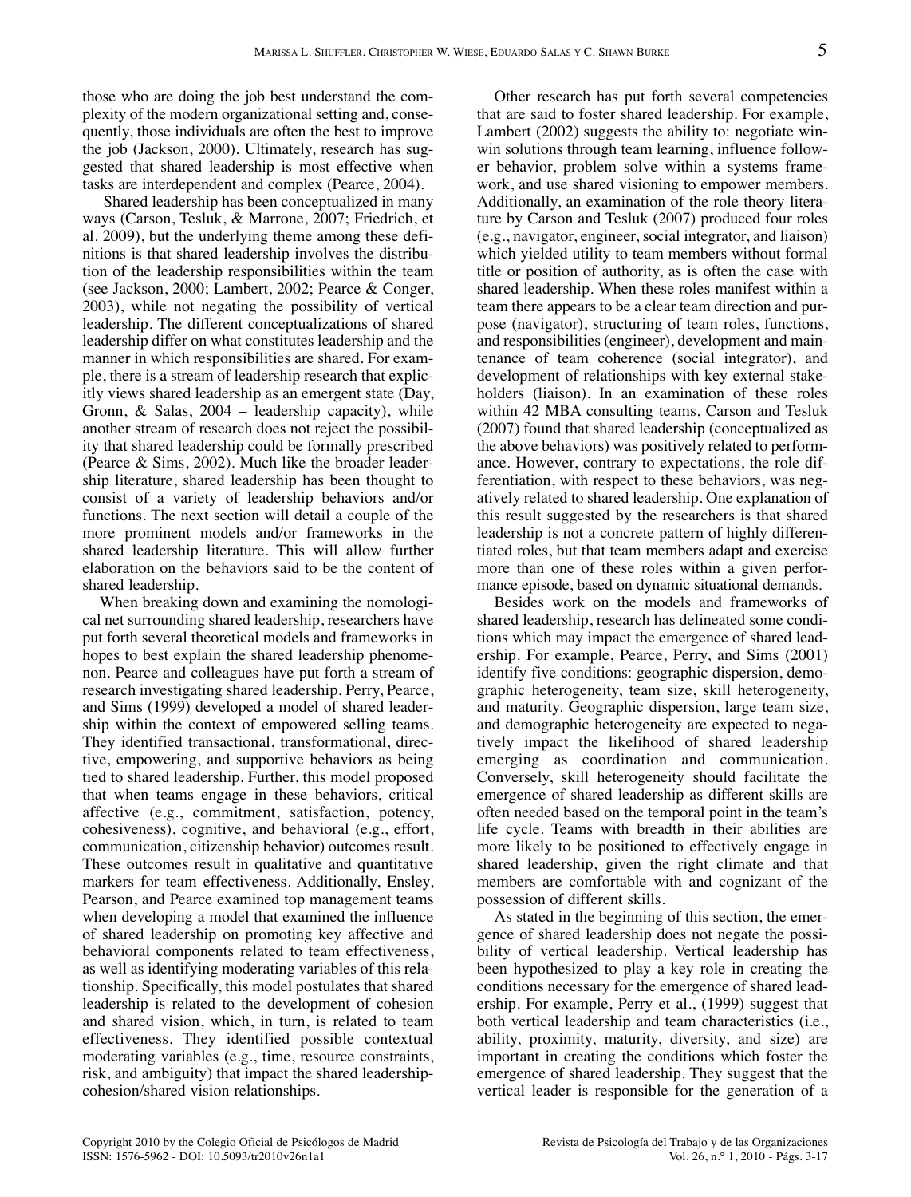those who are doing the job best understand the complexity of the modern organizational setting and, consequently, those individuals are often the best to improve the job (Jackson, 2000). Ultimately, research has suggested that shared leadership is most effective when tasks are interdependent and complex (Pearce, 2004).

Shared leadership has been conceptualized in many ways (Carson, Tesluk, & Marrone, 2007; Friedrich, et al. 2009), but the underlying theme among these definitions is that shared leadership involves the distribution of the leadership responsibilities within the team (see Jackson, 2000; Lambert, 2002; Pearce & Conger, 2003), while not negating the possibility of vertical leadership. The different conceptualizations of shared leadership differ on what constitutes leadership and the manner in which responsibilities are shared. For example, there is a stream of leadership research that explicitly views shared leadership as an emergent state (Day, Gronn, & Salas, 2004 – leadership capacity), while another stream of research does not reject the possibility that shared leadership could be formally prescribed (Pearce & Sims, 2002). Much like the broader leadership literature, shared leadership has been thought to consist of a variety of leadership behaviors and/or functions. The next section will detail a couple of the more prominent models and/or frameworks in the shared leadership literature. This will allow further elaboration on the behaviors said to be the content of shared leadership.

When breaking down and examining the nomological net surrounding shared leadership, researchers have put forth several theoretical models and frameworks in hopes to best explain the shared leadership phenomenon. Pearce and colleagues have put forth a stream of research investigating shared leadership. Perry, Pearce, and Sims (1999) developed a model of shared leadership within the context of empowered selling teams. They identified transactional, transformational, directive, empowering, and supportive behaviors as being tied to shared leadership. Further, this model proposed that when teams engage in these behaviors, critical affective (e.g., commitment, satisfaction, potency, cohesiveness), cognitive, and behavioral (e.g., effort, communication, citizenship behavior) outcomes result. These outcomes result in qualitative and quantitative markers for team effectiveness. Additionally, Ensley, Pearson, and Pearce examined top management teams when developing a model that examined the influence of shared leadership on promoting key affective and behavioral components related to team effectiveness, as well as identifying moderating variables of this relationship. Specifically, this model postulates that shared leadership is related to the development of cohesion and shared vision, which, in turn, is related to team effectiveness. They identified possible contextual moderating variables (e.g., time, resource constraints, risk, and ambiguity) that impact the shared leadership-cohesion/shared vision relationships.

Other research has put forth several competencies that are said to foster shared leadership. For example, Lambert (2002) suggests the ability to: negotiate win-win solutions through team learning, influence follower behavior, problem solve within a systems framework, and use shared visioning to empower members. Additionally, an examination of the role theory literature by Carson and Tesluk (2007) produced four roles (e.g., navigator, engineer, social integrator, and liaison) which yielded utility to team members without formal title or position of authority, as is often the case with shared leadership. When these roles manifest within a team there appears to be a clear team direction and purpose (navigator), structuring of team roles, functions, and responsibilities (engineer), development and maintenance of team coherence (social integrator), and development of relationships with key external stakeholders (liaison). In an examination of these roles within 42 MBA consulting teams, Carson and Tesluk (2007) found that shared leadership (conceptualized as the above behaviors) was positively related to performance. However, contrary to expectations, the role differentiation, with respect to these behaviors, was negatively related to shared leadership. One explanation of this result suggested by the researchers is that shared leadership is not a concrete pattern of highly differentiated roles, but that team members adapt and exercise more than one of these roles within a given performance episode, based on dynamic situational demands.

Besides work on the models and frameworks of shared leadership, research has delineated some conditions which may impact the emergence of shared leadership. For example, Pearce, Perry, and Sims (2001) identify five conditions: geographic dispersion, demographic heterogeneity, team size, skill heterogeneity, and maturity. Geographic dispersion, large team size, and demographic heterogeneity are expected to negatively impact the likelihood of shared leadership emerging as coordination and communication. Conversely, skill heterogeneity should facilitate the emergence of shared leadership as different skills are often needed based on the temporal point in the team's life cycle. Teams with breadth in their abilities are more likely to be positioned to effectively engage in shared leadership, given the right climate and that members are comfortable with and cognizant of the possession of different skills.

As stated in the beginning of this section, the emergence of shared leadership does not negate the possibility of vertical leadership. Vertical leadership has been hypothesized to play a key role in creating the conditions necessary for the emergence of shared leadership. For example, Perry et al., (1999) suggest that both vertical leadership and team characteristics (i.e., ability, proximity, maturity, diversity, and size) are important in creating the conditions which foster the emergence of shared leadership. They suggest that the vertical leader is responsible for the generation of a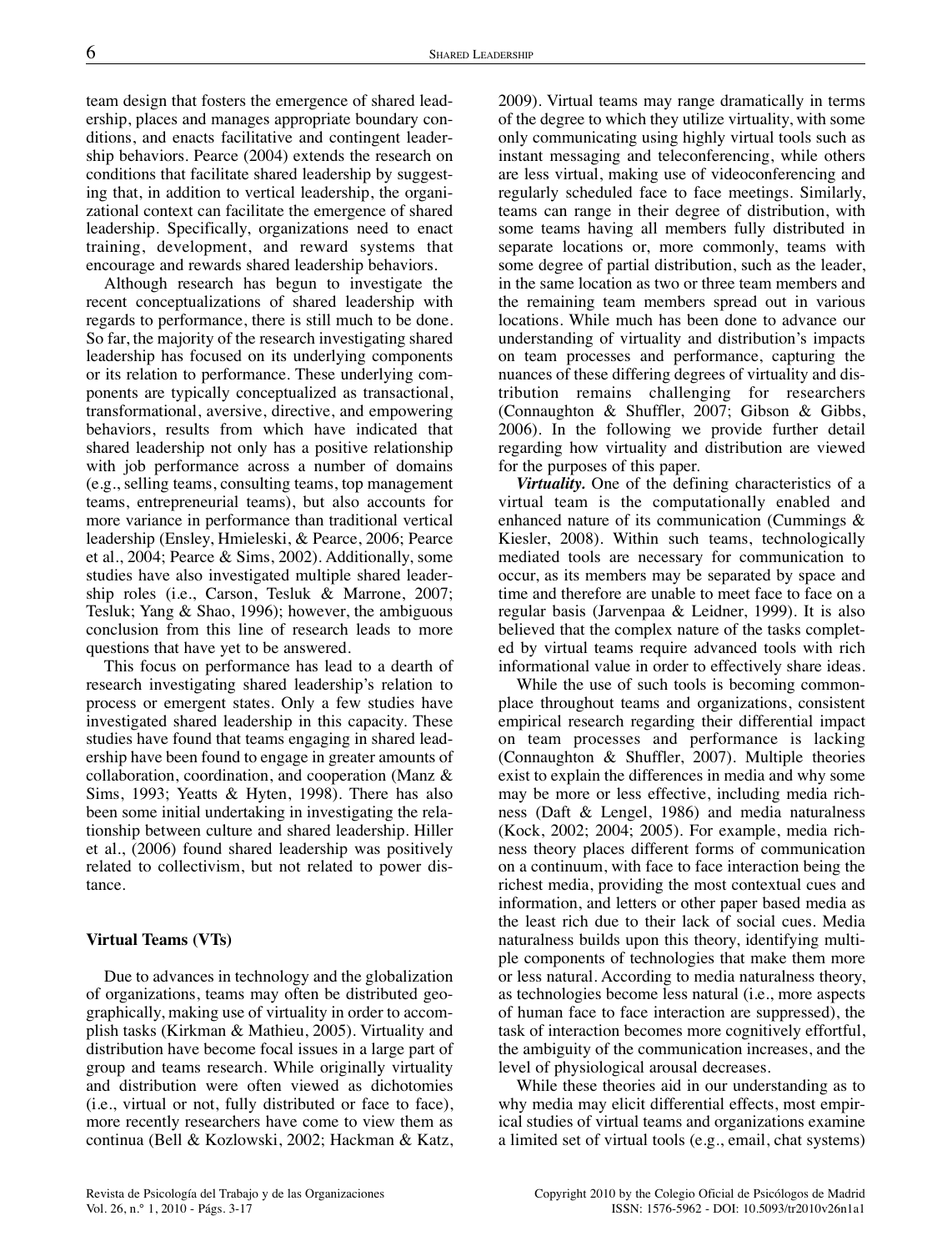team design that fosters the emergence of shared leadership, places and manages appropriate boundary conditions, and enacts facilitative and contingent leadership behaviors. Pearce (2004) extends the research on conditions that facilitate shared leadership by suggesting that, in addition to vertical leadership, the organizational context can facilitate the emergence of shared leadership. Specifically, organizations need to enact training, development, and reward systems that encourage and rewards shared leadership behaviors.

Although research has begun to investigate the recent conceptualizations of shared leadership with regards to performance, there is still much to be done. So far, the majority of the research investigating shared leadership has focused on its underlying components or its relation to performance. These underlying components are typically conceptualized as transactional, transformational, aversive, directive, and empowering behaviors, results from which have indicated that shared leadership not only has a positive relationship with job performance across a number of domains (e.g., selling teams, consulting teams, top management teams, entrepreneurial teams), but also accounts for more variance in performance than traditional vertical leadership (Ensley, Hmieleski, & Pearce, 2006; Pearce et al., 2004; Pearce & Sims, 2002). Additionally, some studies have also investigated multiple shared leadership roles (i.e., Carson, Tesluk & Marrone, 2007; Tesluk; Yang & Shao, 1996); however, the ambiguous conclusion from this line of research leads to more questions that have yet to be answered.

This focus on performance has lead to a dearth of research investigating shared leadership's relation to process or emergent states. Only a few studies have investigated shared leadership in this capacity. These studies have found that teams engaging in shared leadership have been found to engage in greater amounts of collaboration, coordination, and cooperation (Manz & Sims, 1993; Yeatts & Hyten, 1998). There has also been some initial undertaking in investigating the relationship between culture and shared leadership. Hiller et al., (2006) found shared leadership was positively related to collectivism, but not related to power distance.

### Virtual Teams (VTs)

Due to advances in technology and the globalization of organizations, teams may often be distributed geographically, making use of virtuality in order to accomplish tasks (Kirkman & Mathieu, 2005). Virtuality and distribution have become focal issues in a large part of group and teams research. While originally virtuality and distribution were often viewed as dichotomies (i.e., virtual or not, fully distributed or face to face), more recently researchers have come to view them as continua (Bell & Kozlowski, 2002; Hackman & Katz, 2009). Virtual teams may range dramatically in terms of the degree to which they utilize virtuality, with some only communicating using highly virtual tools such as instant messaging and teleconferencing, while others are less virtual, making use of videoconferencing and regularly scheduled face to face meetings. Similarly, teams can range in their degree of distribution, with some teams having all members fully distributed in separate locations or, more commonly, teams with some degree of partial distribution, such as the leader, in the same location as two or three team members and the remaining team members spread out in various locations. While much has been done to advance our understanding of virtuality and distribution's impacts on team processes and performance, capturing the nuances of these differing degrees of virtuality and distribution remains challenging for researchers (Connaughton & Shuffler, 2007; Gibson & Gibbs, 2006). In the following we provide further detail regarding how virtuality and distribution are viewed for the purposes of this paper.

***Virtuality.*** One of the defining characteristics of a virtual team is the computationally enabled and enhanced nature of its communication (Cummings & Kiesler, 2008). Within such teams, technologically mediated tools are necessary for communication to occur, as its members may be separated by space and time and therefore are unable to meet face to face on a regular basis (Jarvenpaa & Leidner, 1999). It is also believed that the complex nature of the tasks completed by virtual teams require advanced tools with rich informational value in order to effectively share ideas.

While the use of such tools is becoming commonplace throughout teams and organizations, consistent empirical research regarding their differential impact on team processes and performance is lacking (Connaughton & Shuffler, 2007). Multiple theories exist to explain the differences in media and why some may be more or less effective, including media richness (Daft & Lengel, 1986) and media naturalness (Kock, 2002; 2004; 2005). For example, media richness theory places different forms of communication on a continuum, with face to face interaction being the richest media, providing the most contextual cues and information, and letters or other paper based media as the least rich due to their lack of social cues. Media naturalness builds upon this theory, identifying multiple components of technologies that make them more or less natural. According to media naturalness theory, as technologies become less natural (i.e., more aspects of human face to face interaction are suppressed), the task of interaction becomes more cognitively effortful, the ambiguity of the communication increases, and the level of physiological arousal decreases.

While these theories aid in our understanding as to why media may elicit differential effects, most empirical studies of virtual teams and organizations examine a limited set of virtual tools (e.g., email, chat systems)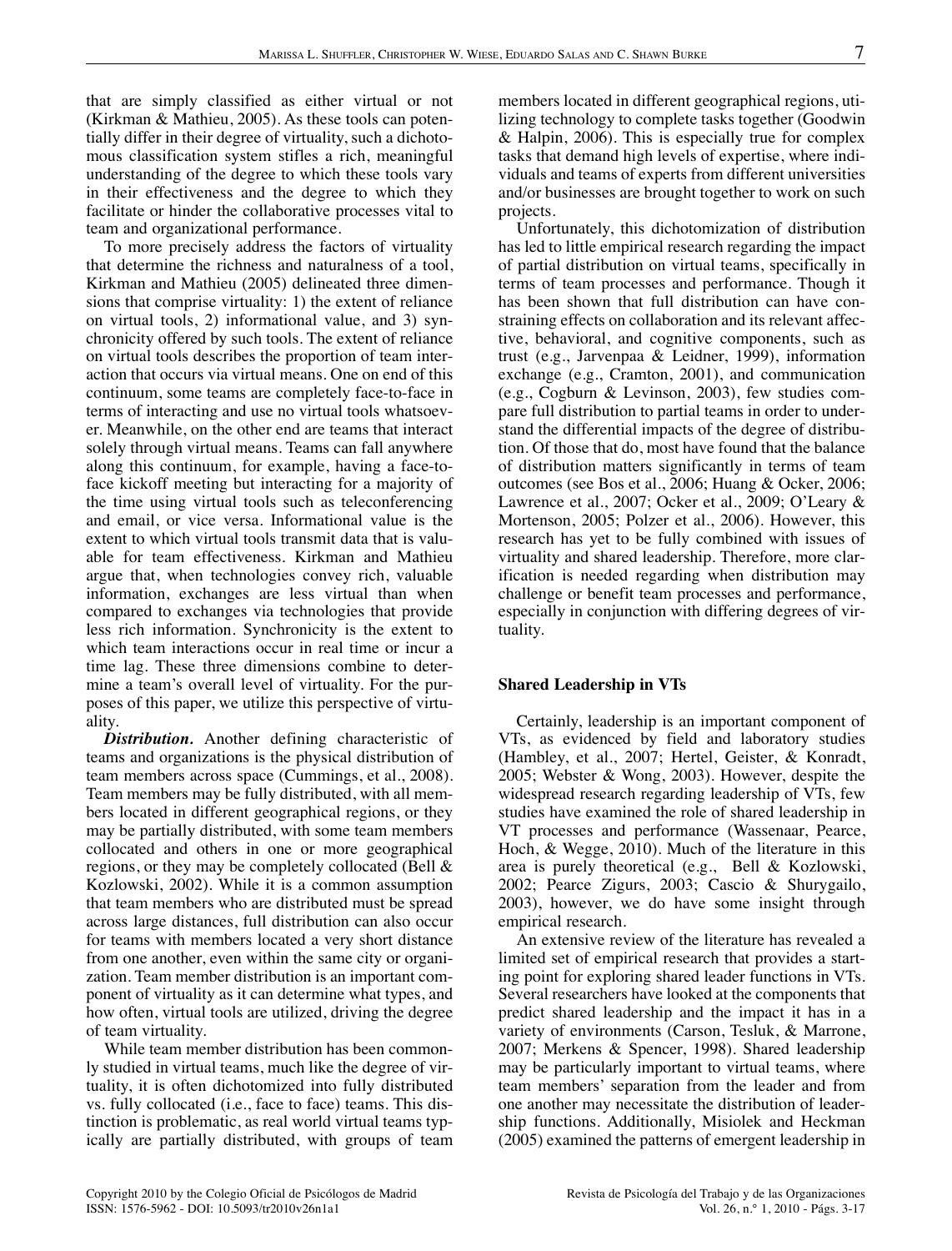that are simply classified as either virtual or not (Kirkman & Mathieu, 2005). As these tools can potentially differ in their degree of virtuality, such a dichotomous classification system stifles a rich, meaningful understanding of the degree to which these tools vary in their effectiveness and the degree to which they facilitate or hinder the collaborative processes vital to team and organizational performance.

To more precisely address the factors of virtuality that determine the richness and naturalness of a tool, Kirkman and Mathieu (2005) delineated three dimensions that comprise virtuality: 1) the extent of reliance on virtual tools, 2) informational value, and 3) synchronicity offered by such tools. The extent of reliance on virtual tools describes the proportion of team interaction that occurs via virtual means. One on end of this continuum, some teams are completely face-to-face in terms of interacting and use no virtual tools whatsoever. Meanwhile, on the other end are teams that interact solely through virtual means. Teams can fall anywhere along this continuum, for example, having a face-to-face kickoff meeting but interacting for a majority of the time using virtual tools such as teleconferencing and email, or vice versa. Informational value is the extent to which virtual tools transmit data that is valuable for team effectiveness. Kirkman and Mathieu argue that, when technologies convey rich, valuable information, exchanges are less virtual than when compared to exchanges via technologies that provide less rich information. Synchronicity is the extent to which team interactions occur in real time or incur a time lag. These three dimensions combine to determine a team's overall level of virtuality. For the purposes of this paper, we utilize this perspective of virtuality.

***Distribution.*** Another defining characteristic of teams and organizations is the physical distribution of team members across space (Cummings, et al., 2008). Team members may be fully distributed, with all members located in different geographical regions, or they may be partially distributed, with some team members collocated and others in one or more geographical regions, or they may be completely collocated (Bell & Kozlowski, 2002). While it is a common assumption that team members who are distributed must be spread across large distances, full distribution can also occur for teams with members located a very short distance from one another, even within the same city or organization. Team member distribution is an important component of virtuality as it can determine what types, and how often, virtual tools are utilized, driving the degree of team virtuality.

While team member distribution has been commonly studied in virtual teams, much like the degree of virtuality, it is often dichotomized into fully distributed vs. fully collocated (i.e., face to face) teams. This distinction is problematic, as real world virtual teams typically are partially distributed, with groups of team members located in different geographical regions, utilizing technology to complete tasks together (Goodwin & Halpin, 2006). This is especially true for complex tasks that demand high levels of expertise, where individuals and teams of experts from different universities and/or businesses are brought together to work on such projects.

Unfortunately, this dichotomization of distribution has led to little empirical research regarding the impact of partial distribution on virtual teams, specifically in terms of team processes and performance. Though it has been shown that full distribution can have constraining effects on collaboration and its relevant affective, behavioral, and cognitive components, such as trust (e.g., Jarvenpaa & Leidner, 1999), information exchange (e.g., Cramton, 2001), and communication (e.g., Cogburn & Levinson, 2003), few studies compare full distribution to partial teams in order to understand the differential impacts of the degree of distribution. Of those that do, most have found that the balance of distribution matters significantly in terms of team outcomes (see Bos et al., 2006; Huang & Ocker, 2006; Lawrence et al., 2007; Ocker et al., 2009; O'Leary & Mortenson, 2005; Polzer et al., 2006). However, this research has yet to be fully combined with issues of virtuality and shared leadership. Therefore, more clarification is needed regarding when distribution may challenge or benefit team processes and performance, especially in conjunction with differing degrees of virtuality.

## Shared Leadership in VTs

Certainly, leadership is an important component of VTs, as evidenced by field and laboratory studies (Hambley, et al., 2007; Hertel, Geister, & Konradt, 2005; Webster & Wong, 2003). However, despite the widespread research regarding leadership of VTs, few studies have examined the role of shared leadership in VT processes and performance (Wassenaar, Pearce, Hoch, & Wegge, 2010). Much of the literature in this area is purely theoretical (e.g., Bell & Kozlowski, 2002; Pearce Zigurs, 2003; Cascio & Shurygailo, 2003), however, we do have some insight through empirical research.

An extensive review of the literature has revealed a limited set of empirical research that provides a starting point for exploring shared leader functions in VTs. Several researchers have looked at the components that predict shared leadership and the impact it has in a variety of environments (Carson, Tesluk, & Marrone, 2007; Merkens & Spencer, 1998). Shared leadership may be particularly important to virtual teams, where team members' separation from the leader and from one another may necessitate the distribution of leadership functions. Additionally, Misiolek and Heckman (2005) examined the patterns of emergent leadership in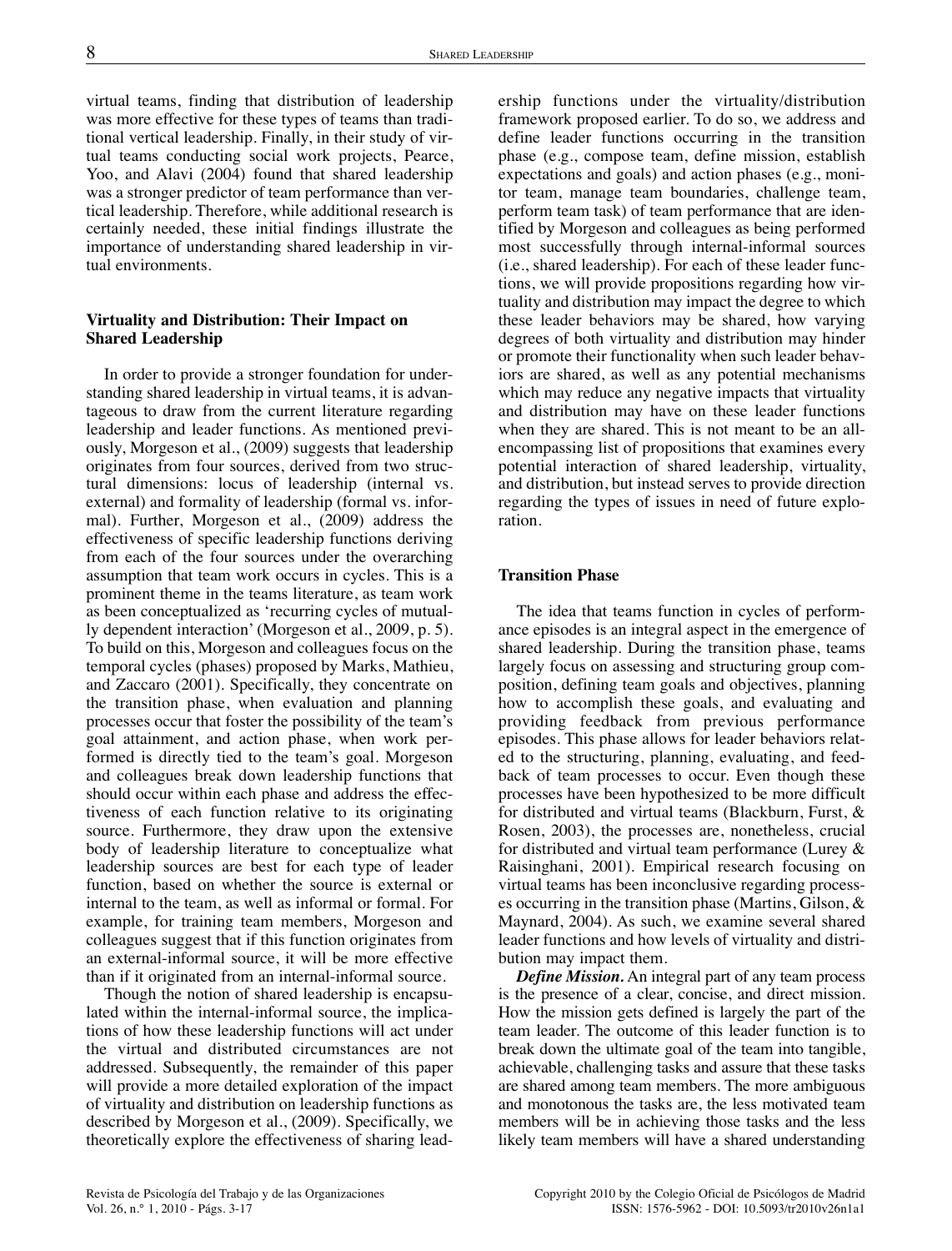virtual teams, finding that distribution of leadership was more effective for these types of teams than traditional vertical leadership. Finally, in their study of virtual teams conducting social work projects, Pearce, Yoo, and Alavi (2004) found that shared leadership was a stronger predictor of team performance than vertical leadership. Therefore, while additional research is certainly needed, these initial findings illustrate the importance of understanding shared leadership in virtual environments.

### Virtuality and Distribution: Their Impact on Shared Leadership

In order to provide a stronger foundation for understanding shared leadership in virtual teams, it is advantageous to draw from the current literature regarding leadership and leader functions. As mentioned previously, Morgeson et al., (2009) suggests that leadership originates from four sources, derived from two structural dimensions: locus of leadership (internal vs. external) and formality of leadership (formal vs. informal). Further, Morgeson et al., (2009) address the effectiveness of specific leadership functions deriving from each of the four sources under the overarching assumption that team work occurs in cycles. This is a prominent theme in the teams literature, as team work as been conceptualized as 'recurring cycles of mutually dependent interaction' (Morgeson et al., 2009, p. 5). To build on this, Morgeson and colleagues focus on the temporal cycles (phases) proposed by Marks, Mathieu, and Zaccaro (2001). Specifically, they concentrate on the transition phase, when evaluation and planning processes occur that foster the possibility of the team's goal attainment, and action phase, when work performed is directly tied to the team's goal. Morgeson and colleagues break down leadership functions that should occur within each phase and address the effectiveness of each function relative to its originating source. Furthermore, they draw upon the extensive body of leadership literature to conceptualize what leadership sources are best for each type of leader function, based on whether the source is external or internal to the team, as well as informal or formal. For example, for training team members, Morgeson and colleagues suggest that if this function originates from an external-informal source, it will be more effective than if it originated from an internal-informal source.

Though the notion of shared leadership is encapsulated within the internal-informal source, the implications of how these leadership functions will act under the virtual and distributed circumstances are not addressed. Subsequently, the remainder of this paper will provide a more detailed exploration of the impact of virtuality and distribution on leadership functions as described by Morgeson et al., (2009). Specifically, we theoretically explore the effectiveness of sharing leadership functions under the virtuality/distribution framework proposed earlier. To do so, we address and define leader functions occurring in the transition phase (e.g., compose team, define mission, establish expectations and goals) and action phases (e.g., monitor team, manage team boundaries, challenge team, perform team task) of team performance that are identified by Morgeson and colleagues as being performed most successfully through internal-informal sources (i.e., shared leadership). For each of these leader functions, we will provide propositions regarding how virtuality and distribution may impact the degree to which these leader behaviors may be shared, how varying degrees of both virtuality and distribution may hinder or promote their functionality when such leader behaviors are shared, as well as any potential mechanisms which may reduce any negative impacts that virtuality and distribution may have on these leader functions when they are shared. This is not meant to be an all-encompassing list of propositions that examines every potential interaction of shared leadership, virtuality, and distribution, but instead serves to provide direction regarding the types of issues in need of future exploration.

### Transition Phase

The idea that teams function in cycles of performance episodes is an integral aspect in the emergence of shared leadership. During the transition phase, teams largely focus on assessing and structuring group composition, defining team goals and objectives, planning how to accomplish these goals, and evaluating and providing feedback from previous performance episodes. This phase allows for leader behaviors related to the structuring, planning, evaluating, and feedback of team processes to occur. Even though these processes have been hypothesized to be more difficult for distributed and virtual teams (Blackburn, Furst, & Rosen, 2003), the processes are, nonetheless, crucial for distributed and virtual team performance (Lurey & Raisinghani, 2001). Empirical research focusing on virtual teams has been inconclusive regarding processes occurring in the transition phase (Martins, Gilson, & Maynard, 2004). As such, we examine several shared leader functions and how levels of virtuality and distribution may impact them.

***Define Mission.*** An integral part of any team process is the presence of a clear, concise, and direct mission. How the mission gets defined is largely the part of the team leader. The outcome of this leader function is to break down the ultimate goal of the team into tangible, achievable, challenging tasks and assure that these tasks are shared among team members. The more ambiguous and monotonous the tasks are, the less motivated team members will be in achieving those tasks and the less likely team members will have a shared understanding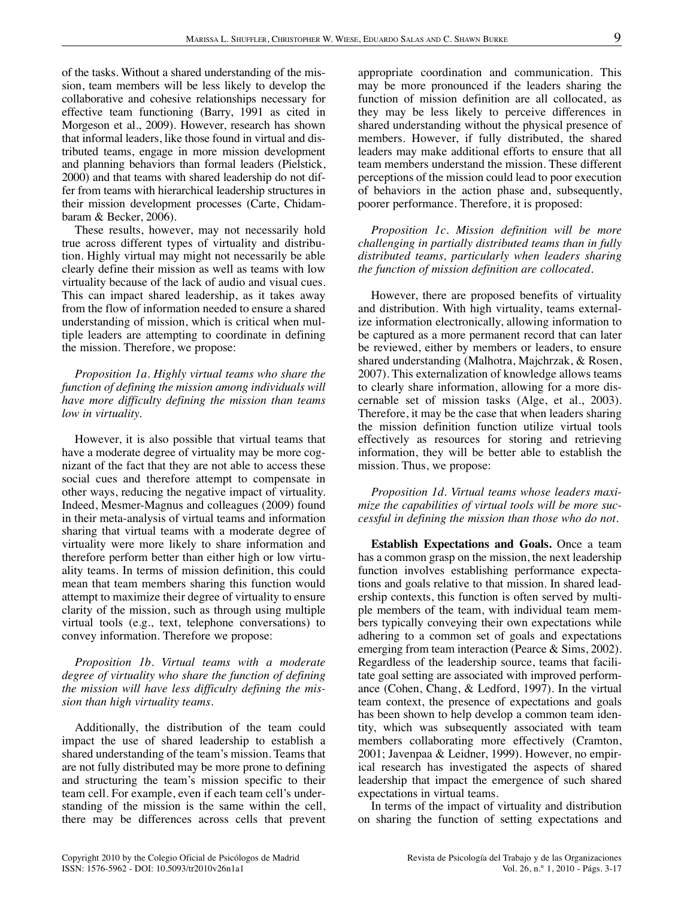of the tasks. Without a shared understanding of the mission, team members will be less likely to develop the collaborative and cohesive relationships necessary for effective team functioning (Barry, 1991 as cited in Morgeson et al., 2009). However, research has shown that informal leaders, like those found in virtual and distributed teams, engage in more mission development and planning behaviors than formal leaders (Pielstick, 2000) and that teams with shared leadership do not differ from teams with hierarchical leadership structures in their mission development processes (Carte, Chidambaram & Becker, 2006).

These results, however, may not necessarily hold true across different types of virtuality and distribution. Highly virtual may might not necessarily be able clearly define their mission as well as teams with low virtuality because of the lack of audio and visual cues. This can impact shared leadership, as it takes away from the flow of information needed to ensure a shared understanding of mission, which is critical when multiple leaders are attempting to coordinate in defining the mission. Therefore, we propose:

*Proposition 1a. Highly virtual teams who share the function of defining the mission among individuals will have more difficulty defining the mission than teams low in virtuality.*

However, it is also possible that virtual teams that have a moderate degree of virtuality may be more cognizant of the fact that they are not able to access these social cues and therefore attempt to compensate in other ways, reducing the negative impact of virtuality. Indeed, Mesmer-Magnus and colleagues (2009) found in their meta-analysis of virtual teams and information sharing that virtual teams with a moderate degree of virtuality were more likely to share information and therefore perform better than either high or low virtuality teams. In terms of mission definition, this could mean that team members sharing this function would attempt to maximize their degree of virtuality to ensure clarity of the mission, such as through using multiple virtual tools (e.g., text, telephone conversations) to convey information. Therefore we propose:

*Proposition 1b. Virtual teams with a moderate degree of virtuality who share the function of defining the mission will have less difficulty defining the mission than high virtuality teams.*

Additionally, the distribution of the team could impact the use of shared leadership to establish a shared understanding of the team's mission. Teams that are not fully distributed may be more prone to defining and structuring the team's mission specific to their team cell. For example, even if each team cell's understanding of the mission is the same within the cell, there may be differences across cells that prevent appropriate coordination and communication. This may be more pronounced if the leaders sharing the function of mission definition are all collocated, as they may be less likely to perceive differences in shared understanding without the physical presence of members. However, if fully distributed, the shared leaders may make additional efforts to ensure that all team members understand the mission. These different perceptions of the mission could lead to poor execution of behaviors in the action phase and, subsequently, poorer performance. Therefore, it is proposed:

*Proposition 1c. Mission definition will be more challenging in partially distributed teams than in fully distributed teams, particularly when leaders sharing the function of mission definition are collocated.*

However, there are proposed benefits of virtuality and distribution. With high virtuality, teams externalize information electronically, allowing information to be captured as a more permanent record that can later be reviewed, either by members or leaders, to ensure shared understanding (Malhotra, Majchrzak, & Rosen, 2007). This externalization of knowledge allows teams to clearly share information, allowing for a more discernable set of mission tasks (Alge, et al., 2003). Therefore, it may be the case that when leaders sharing the mission definition function utilize virtual tools effectively as resources for storing and retrieving information, they will be better able to establish the mission. Thus, we propose:

*Proposition 1d. Virtual teams whose leaders maximize the capabilities of virtual tools will be more successful in defining the mission than those who do not.*

**Establish Expectations and Goals.** Once a team has a common grasp on the mission, the next leadership function involves establishing performance expectations and goals relative to that mission. In shared leadership contexts, this function is often served by multiple members of the team, with individual team members typically conveying their own expectations while adhering to a common set of goals and expectations emerging from team interaction (Pearce & Sims, 2002). Regardless of the leadership source, teams that facilitate goal setting are associated with improved performance (Cohen, Chang, & Ledford, 1997). In the virtual team context, the presence of expectations and goals has been shown to help develop a common team identity, which was subsequently associated with team members collaborating more effectively (Cramton, 2001; Javenpaa & Leidner, 1999). However, no empirical research has investigated the aspects of shared leadership that impact the emergence of such shared expectations in virtual teams.

In terms of the impact of virtuality and distribution on sharing the function of setting expectations and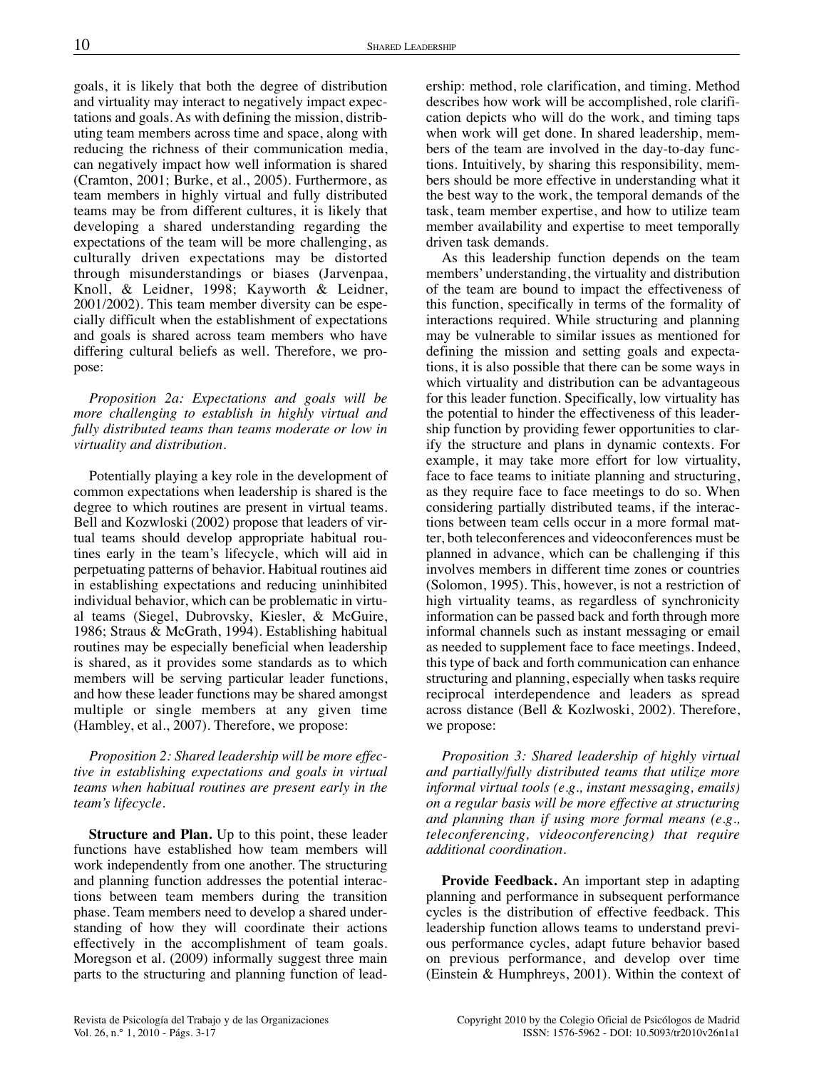goals, it is likely that both the degree of distribution and virtuality may interact to negatively impact expectations and goals. As with defining the mission, distributing team members across time and space, along with reducing the richness of their communication media, can negatively impact how well information is shared (Cramton, 2001; Burke, et al., 2005). Furthermore, as team members in highly virtual and fully distributed teams may be from different cultures, it is likely that developing a shared understanding regarding the expectations of the team will be more challenging, as culturally driven expectations may be distorted through misunderstandings or biases (Jarvenpaa, Knoll, & Leidner, 1998; Kayworth & Leidner, 2001/2002). This team member diversity can be especially difficult when the establishment of expectations and goals is shared across team members who have differing cultural beliefs as well. Therefore, we propose:

*Proposition 2a: Expectations and goals will be more challenging to establish in highly virtual and fully distributed teams than teams moderate or low in virtuality and distribution.*

Potentially playing a key role in the development of common expectations when leadership is shared is the degree to which routines are present in virtual teams. Bell and Kozwloski (2002) propose that leaders of virtual teams should develop appropriate habitual routines early in the team's lifecycle, which will aid in perpetuating patterns of behavior. Habitual routines aid in establishing expectations and reducing uninhibited individual behavior, which can be problematic in virtual teams (Siegel, Dubrovsky, Kiesler, & McGuire, 1986; Straus & McGrath, 1994). Establishing habitual routines may be especially beneficial when leadership is shared, as it provides some standards as to which members will be serving particular leader functions, and how these leader functions may be shared amongst multiple or single members at any given time (Hambley, et al., 2007). Therefore, we propose:

*Proposition 2: Shared leadership will be more effective in establishing expectations and goals in virtual teams when habitual routines are present early in the team's lifecycle.*

**Structure and Plan.** Up to this point, these leader functions have established how team members will work independently from one another. The structuring and planning function addresses the potential interactions between team members during the transition phase. Team members need to develop a shared understanding of how they will coordinate their actions effectively in the accomplishment of team goals. Moregson et al. (2009) informally suggest three main parts to the structuring and planning function of leadership: method, role clarification, and timing. Method describes how work will be accomplished, role clarification depicts who will do the work, and timing taps when work will get done. In shared leadership, members of the team are involved in the day-to-day functions. Intuitively, by sharing this responsibility, members should be more effective in understanding what it the best way to the work, the temporal demands of the task, team member expertise, and how to utilize team member availability and expertise to meet temporally driven task demands.

As this leadership function depends on the team members' understanding, the virtuality and distribution of the team are bound to impact the effectiveness of this function, specifically in terms of the formality of interactions required. While structuring and planning may be vulnerable to similar issues as mentioned for defining the mission and setting goals and expectations, it is also possible that there can be some ways in which virtuality and distribution can be advantageous for this leader function. Specifically, low virtuality has the potential to hinder the effectiveness of this leadership function by providing fewer opportunities to clarify the structure and plans in dynamic contexts. For example, it may take more effort for low virtuality, face to face teams to initiate planning and structuring, as they require face to face meetings to do so. When considering partially distributed teams, if the interactions between team cells occur in a more formal matter, both teleconferences and videoconferences must be planned in advance, which can be challenging if this involves members in different time zones or countries (Solomon, 1995). This, however, is not a restriction of high virtuality teams, as regardless of synchronicity information can be passed back and forth through more informal channels such as instant messaging or email as needed to supplement face to face meetings. Indeed, this type of back and forth communication can enhance structuring and planning, especially when tasks require reciprocal interdependence and leaders as spread across distance (Bell & Kozlwoski, 2002). Therefore, we propose:

*Proposition 3: Shared leadership of highly virtual and partially/fully distributed teams that utilize more informal virtual tools (e.g., instant messaging, emails) on a regular basis will be more effective at structuring and planning than if using more formal means (e.g., teleconferencing, videoconferencing) that require additional coordination.*

**Provide Feedback.** An important step in adapting planning and performance in subsequent performance cycles is the distribution of effective feedback. This leadership function allows teams to understand previous performance cycles, adapt future behavior based on previous performance, and develop over time (Einstein & Humphreys, 2001). Within the context of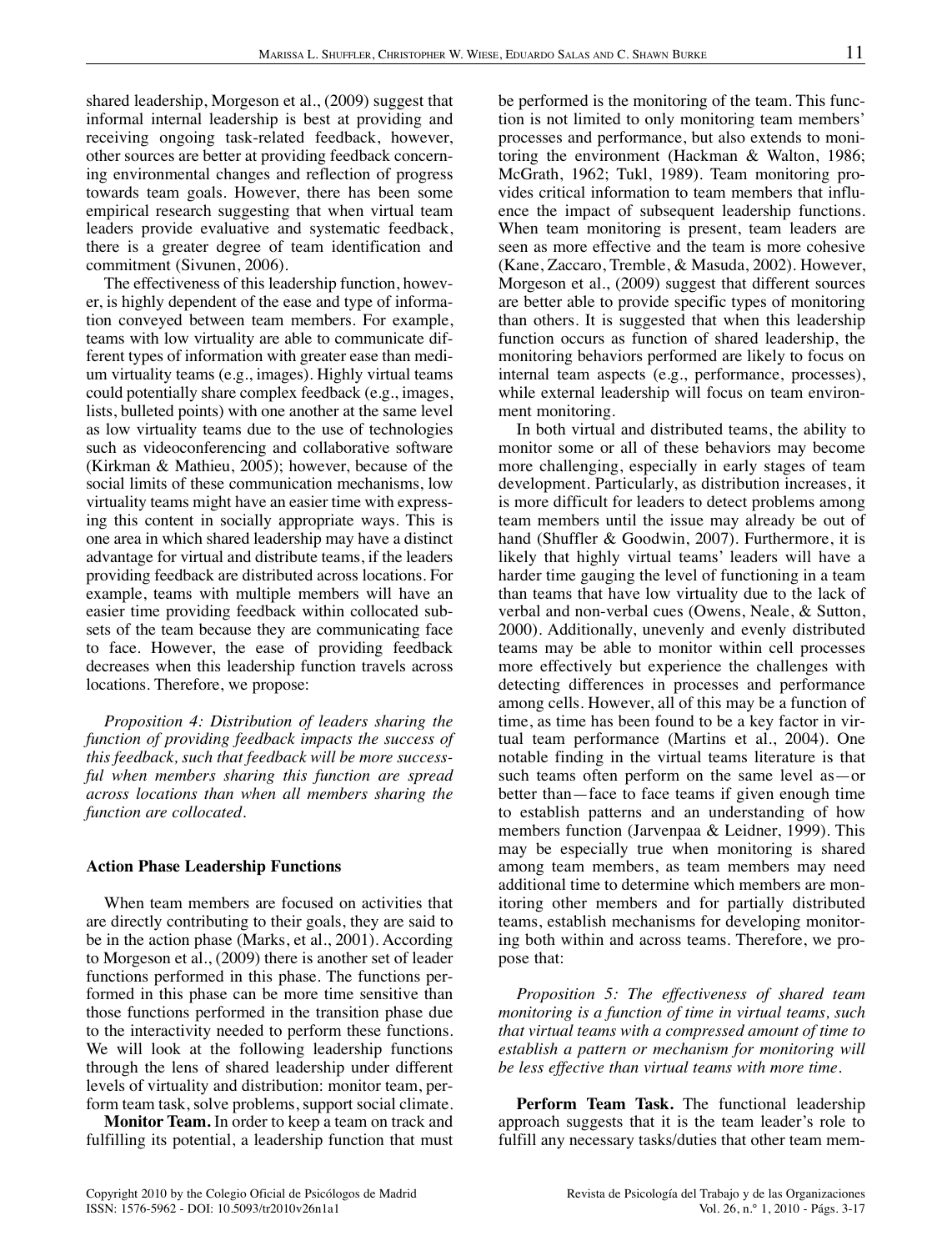shared leadership, Morgeson et al., (2009) suggest that informal internal leadership is best at providing and receiving ongoing task-related feedback, however, other sources are better at providing feedback concerning environmental changes and reflection of progress towards team goals. However, there has been some empirical research suggesting that when virtual team leaders provide evaluative and systematic feedback, there is a greater degree of team identification and commitment (Sivunen, 2006).

The effectiveness of this leadership function, however, is highly dependent of the ease and type of information conveyed between team members. For example, teams with low virtuality are able to communicate different types of information with greater ease than medium virtuality teams (e.g., images). Highly virtual teams could potentially share complex feedback (e.g., images, lists, bulleted points) with one another at the same level as low virtuality teams due to the use of technologies such as videoconferencing and collaborative software (Kirkman & Mathieu, 2005); however, because of the social limits of these communication mechanisms, low virtuality teams might have an easier time with expressing this content in socially appropriate ways. This is one area in which shared leadership may have a distinct advantage for virtual and distribute teams, if the leaders providing feedback are distributed across locations. For example, teams with multiple members will have an easier time providing feedback within collocated subsets of the team because they are communicating face to face. However, the ease of providing feedback decreases when this leadership function travels across locations. Therefore, we propose:

*Proposition 4: Distribution of leaders sharing the function of providing feedback impacts the success of this feedback, such that feedback will be more successful when members sharing this function are spread across locations than when all members sharing the function are collocated.*

### Action Phase Leadership Functions

When team members are focused on activities that are directly contributing to their goals, they are said to be in the action phase (Marks, et al., 2001). According to Morgeson et al., (2009) there is another set of leader functions performed in this phase. The functions performed in this phase can be more time sensitive than those functions performed in the transition phase due to the interactivity needed to perform these functions. We will look at the following leadership functions through the lens of shared leadership under different levels of virtuality and distribution: monitor team, perform team task, solve problems, support social climate.

**Monitor Team.** In order to keep a team on track and fulfilling its potential, a leadership function that must be performed is the monitoring of the team. This function is not limited to only monitoring team members' processes and performance, but also extends to monitoring the environment (Hackman & Walton, 1986; McGrath, 1962; Tukl, 1989). Team monitoring provides critical information to team members that influence the impact of subsequent leadership functions. When team monitoring is present, team leaders are seen as more effective and the team is more cohesive (Kane, Zaccaro, Tremble, & Masuda, 2002). However, Morgeson et al., (2009) suggest that different sources are better able to provide specific types of monitoring than others. It is suggested that when this leadership function occurs as function of shared leadership, the monitoring behaviors performed are likely to focus on internal team aspects (e.g., performance, processes), while external leadership will focus on team environment monitoring.

In both virtual and distributed teams, the ability to monitor some or all of these behaviors may become more challenging, especially in early stages of team development. Particularly, as distribution increases, it is more difficult for leaders to detect problems among team members until the issue may already be out of hand (Shuffler & Goodwin, 2007). Furthermore, it is likely that highly virtual teams' leaders will have a harder time gauging the level of functioning in a team than teams that have low virtuality due to the lack of verbal and non-verbal cues (Owens, Neale, & Sutton, 2000). Additionally, unevenly and evenly distributed teams may be able to monitor within cell processes more effectively but experience the challenges with detecting differences in processes and performance among cells. However, all of this may be a function of time, as time has been found to be a key factor in virtual team performance (Martins et al., 2004). One notable finding in the virtual teams literature is that such teams often perform on the same level as—or better than—face to face teams if given enough time to establish patterns and an understanding of how members function (Jarvenpaa & Leidner, 1999). This may be especially true when monitoring is shared among team members, as team members may need additional time to determine which members are monitoring other members and for partially distributed teams, establish mechanisms for developing monitoring both within and across teams. Therefore, we propose that:

*Proposition 5: The effectiveness of shared team monitoring is a function of time in virtual teams, such that virtual teams with a compressed amount of time to establish a pattern or mechanism for monitoring will be less effective than virtual teams with more time.*

**Perform Team Task.** The functional leadership approach suggests that it is the team leader's role to fulfill any necessary tasks/duties that other team mem-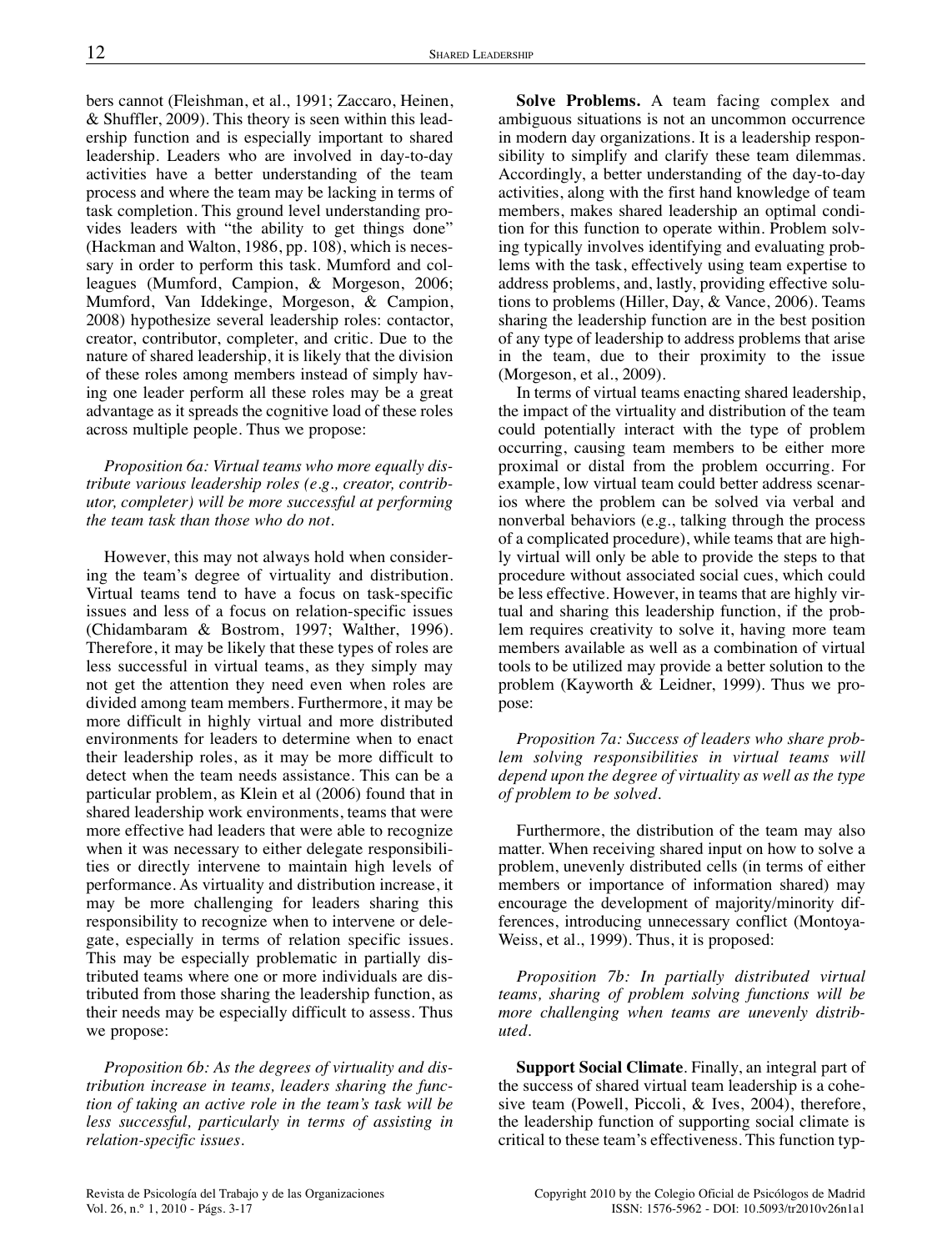bers cannot (Fleishman, et al., 1991; Zaccaro, Heinen, & Shuffler, 2009). This theory is seen within this leadership function and is especially important to shared leadership. Leaders who are involved in day-to-day activities have a better understanding of the team process and where the team may be lacking in terms of task completion. This ground level understanding provides leaders with "the ability to get things done" (Hackman and Walton, 1986, pp. 108), which is necessary in order to perform this task. Mumford and colleagues (Mumford, Campion, & Morgeson, 2006; Mumford, Van Iddekinge, Morgeson, & Campion, 2008) hypothesize several leadership roles: contactor, creator, contributor, completer, and critic. Due to the nature of shared leadership, it is likely that the division of these roles among members instead of simply having one leader perform all these roles may be a great advantage as it spreads the cognitive load of these roles across multiple people. Thus we propose:

*Proposition 6a: Virtual teams who more equally distribute various leadership roles (e.g., creator, contributor, completer) will be more successful at performing the team task than those who do not.*

However, this may not always hold when considering the team's degree of virtuality and distribution. Virtual teams tend to have a focus on task-specific issues and less of a focus on relation-specific issues (Chidambaram & Bostrom, 1997; Walther, 1996). Therefore, it may be likely that these types of roles are less successful in virtual teams, as they simply may not get the attention they need even when roles are divided among team members. Furthermore, it may be more difficult in highly virtual and more distributed environments for leaders to determine when to enact their leadership roles, as it may be more difficult to detect when the team needs assistance. This can be a particular problem, as Klein et al (2006) found that in shared leadership work environments, teams that were more effective had leaders that were able to recognize when it was necessary to either delegate responsibilities or directly intervene to maintain high levels of performance. As virtuality and distribution increase, it may be more challenging for leaders sharing this responsibility to recognize when to intervene or delegate, especially in terms of relation specific issues. This may be especially problematic in partially distributed teams where one or more individuals are distributed from those sharing the leadership function, as their needs may be especially difficult to assess. Thus we propose:

*Proposition 6b: As the degrees of virtuality and distribution increase in teams, leaders sharing the function of taking an active role in the team's task will be less successful, particularly in terms of assisting in relation-specific issues.*

**Solve Problems.** A team facing complex and ambiguous situations is not an uncommon occurrence in modern day organizations. It is a leadership responsibility to simplify and clarify these team dilemmas. Accordingly, a better understanding of the day-to-day activities, along with the first hand knowledge of team members, makes shared leadership an optimal condition for this function to operate within. Problem solving typically involves identifying and evaluating problems with the task, effectively using team expertise to address problems, and, lastly, providing effective solutions to problems (Hiller, Day, & Vance, 2006). Teams sharing the leadership function are in the best position of any type of leadership to address problems that arise in the team, due to their proximity to the issue (Morgeson, et al., 2009).

In terms of virtual teams enacting shared leadership, the impact of the virtuality and distribution of the team could potentially interact with the type of problem occurring, causing team members to be either more proximal or distal from the problem occurring. For example, low virtual team could better address scenarios where the problem can be solved via verbal and nonverbal behaviors (e.g., talking through the process of a complicated procedure), while teams that are highly virtual will only be able to provide the steps to that procedure without associated social cues, which could be less effective. However, in teams that are highly virtual and sharing this leadership function, if the problem requires creativity to solve it, having more team members available as well as a combination of virtual tools to be utilized may provide a better solution to the problem (Kayworth & Leidner, 1999). Thus we propose:

*Proposition 7a: Success of leaders who share problem solving responsibilities in virtual teams will depend upon the degree of virtuality as well as the type of problem to be solved.*

Furthermore, the distribution of the team may also matter. When receiving shared input on how to solve a problem, unevenly distributed cells (in terms of either members or importance of information shared) may encourage the development of majority/minority differences, introducing unnecessary conflict (Montoya-Weiss, et al., 1999). Thus, it is proposed:

*Proposition 7b: In partially distributed virtual teams, sharing of problem solving functions will be more challenging when teams are unevenly distributed.*

**Support Social Climate**. Finally, an integral part of the success of shared virtual team leadership is a cohesive team (Powell, Piccoli, & Ives, 2004), therefore, the leadership function of supporting social climate is critical to these team's effectiveness. This function typ-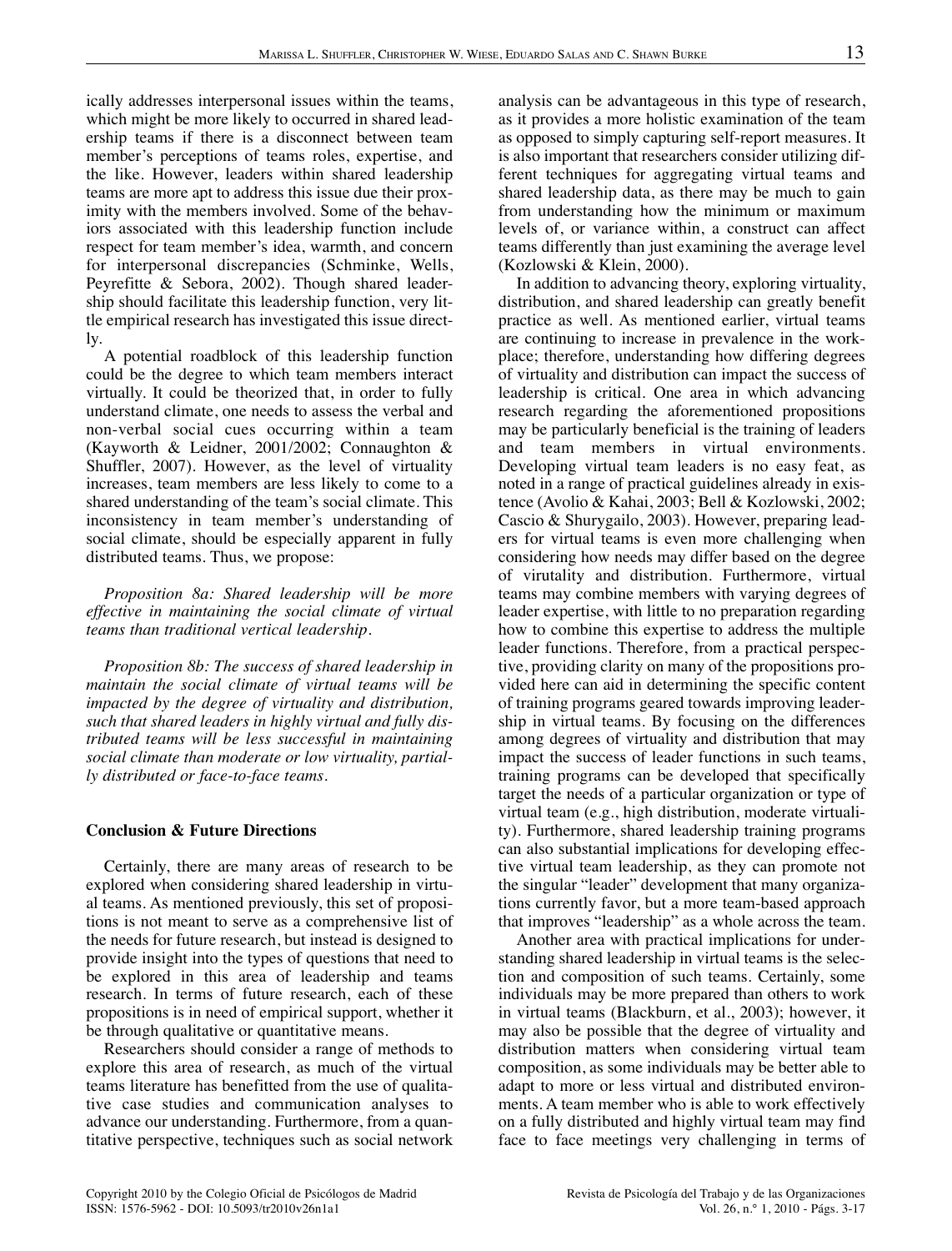ically addresses interpersonal issues within the teams, which might be more likely to occurred in shared leadership teams if there is a disconnect between team member's perceptions of teams roles, expertise, and the like. However, leaders within shared leadership teams are more apt to address this issue due their proximity with the members involved. Some of the behaviors associated with this leadership function include respect for team member's idea, warmth, and concern for interpersonal discrepancies (Schminke, Wells, Peyrefitte & Sebora, 2002). Though shared leadership should facilitate this leadership function, very little empirical research has investigated this issue directly.

A potential roadblock of this leadership function could be the degree to which team members interact virtually. It could be theorized that, in order to fully understand climate, one needs to assess the verbal and non-verbal social cues occurring within a team (Kayworth & Leidner, 2001/2002; Connaughton & Shuffler, 2007). However, as the level of virtuality increases, team members are less likely to come to a shared understanding of the team's social climate. This inconsistency in team member's understanding of social climate, should be especially apparent in fully distributed teams. Thus, we propose:

*Proposition 8a: Shared leadership will be more effective in maintaining the social climate of virtual teams than traditional vertical leadership.*

*Proposition 8b: The success of shared leadership in maintain the social climate of virtual teams will be impacted by the degree of virtuality and distribution, such that shared leaders in highly virtual and fully distributed teams will be less successful in maintaining social climate than moderate or low virtuality, partially distributed or face-to-face teams.*

## Conclusion & Future Directions

Certainly, there are many areas of research to be explored when considering shared leadership in virtual teams. As mentioned previously, this set of propositions is not meant to serve as a comprehensive list of the needs for future research, but instead is designed to provide insight into the types of questions that need to be explored in this area of leadership and teams research. In terms of future research, each of these propositions is in need of empirical support, whether it be through qualitative or quantitative means.

Researchers should consider a range of methods to explore this area of research, as much of the virtual teams literature has benefitted from the use of qualitative case studies and communication analyses to advance our understanding. Furthermore, from a quantitative perspective, techniques such as social network analysis can be advantageous in this type of research, as it provides a more holistic examination of the team as opposed to simply capturing self-report measures. It is also important that researchers consider utilizing different techniques for aggregating virtual teams and shared leadership data, as there may be much to gain from understanding how the minimum or maximum levels of, or variance within, a construct can affect teams differently than just examining the average level (Kozlowski & Klein, 2000).

In addition to advancing theory, exploring virtuality, distribution, and shared leadership can greatly benefit practice as well. As mentioned earlier, virtual teams are continuing to increase in prevalence in the workplace; therefore, understanding how differing degrees of virtuality and distribution can impact the success of leadership is critical. One area in which advancing research regarding the aforementioned propositions may be particularly beneficial is the training of leaders and team members in virtual environments. Developing virtual team leaders is no easy feat, as noted in a range of practical guidelines already in existence (Avolio & Kahai, 2003; Bell & Kozlowski, 2002; Cascio & Shurygailo, 2003). However, preparing leaders for virtual teams is even more challenging when considering how needs may differ based on the degree of virutality and distribution. Furthermore, virtual teams may combine members with varying degrees of leader expertise, with little to no preparation regarding how to combine this expertise to address the multiple leader functions. Therefore, from a practical perspective, providing clarity on many of the propositions provided here can aid in determining the specific content of training programs geared towards improving leadership in virtual teams. By focusing on the differences among degrees of virtuality and distribution that may impact the success of leader functions in such teams, training programs can be developed that specifically target the needs of a particular organization or type of virtual team (e.g., high distribution, moderate virtuality). Furthermore, shared leadership training programs can also substantial implications for developing effective virtual team leadership, as they can promote not the singular "leader" development that many organizations currently favor, but a more team-based approach that improves "leadership" as a whole across the team.

Another area with practical implications for understanding shared leadership in virtual teams is the selection and composition of such teams. Certainly, some individuals may be more prepared than others to work in virtual teams (Blackburn, et al., 2003); however, it may also be possible that the degree of virtuality and distribution matters when considering virtual team composition, as some individuals may be better able to adapt to more or less virtual and distributed environments. A team member who is able to work effectively on a fully distributed and highly virtual team may find face to face meetings very challenging in terms of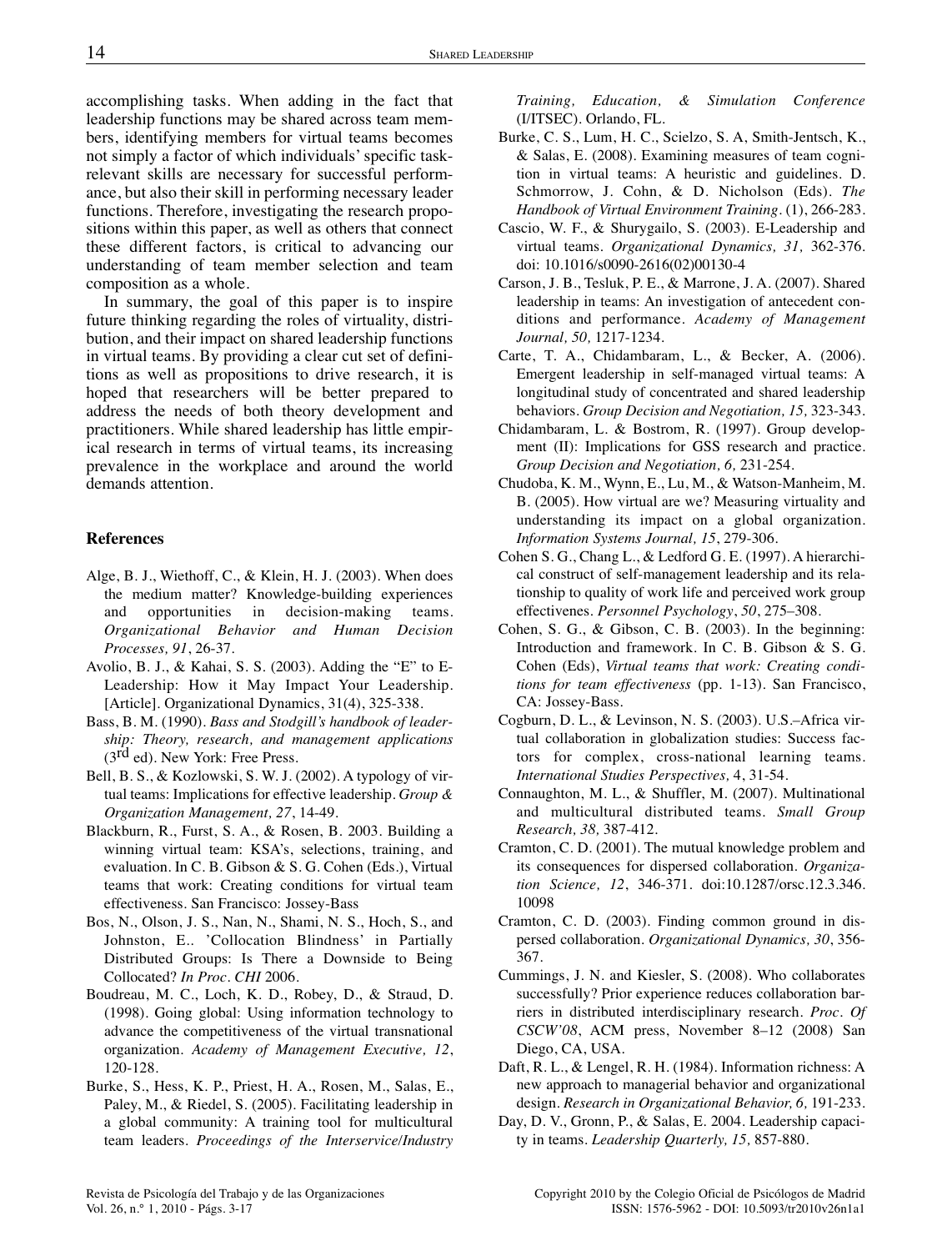accomplishing tasks. When adding in the fact that leadership functions may be shared across team members, identifying members for virtual teams becomes not simply a factor of which individuals' specific task-relevant skills are necessary for successful performance, but also their skill in performing necessary leader functions. Therefore, investigating the research propositions within this paper, as well as others that connect these different factors, is critical to advancing our understanding of team member selection and team composition as a whole.

In summary, the goal of this paper is to inspire future thinking regarding the roles of virtuality, distribution, and their impact on shared leadership functions in virtual teams. By providing a clear cut set of definitions as well as propositions to drive research, it is hoped that researchers will be better prepared to address the needs of both theory development and practitioners. While shared leadership has little empirical research in terms of virtual teams, its increasing prevalence in the workplace and around the world demands attention.

## References

- Alge, B. J., Wiethoff, C., & Klein, H. J. (2003). When does the medium matter? Knowledge-building experiences and opportunities in decision-making teams. *Organizational Behavior and Human Decision Processes, 91*, 26-37.
- Avolio, B. J., & Kahai, S. S. (2003). Adding the "E" to E-Leadership: How it May Impact Your Leadership. [Article]. Organizational Dynamics, 31(4), 325-338.
- Bass, B. M. (1990). *Bass and Stodgill's handbook of leadership: Theory, research, and management applications* (3rd ed). New York: Free Press.
- Bell, B. S., & Kozlowski, S. W. J. (2002). A typology of virtual teams: Implications for effective leadership. *Group & Organization Management, 27*, 14-49.
- Blackburn, R., Furst, S. A., & Rosen, B. 2003. Building a winning virtual team: KSA's, selections, training, and evaluation. In C. B. Gibson & S. G. Cohen (Eds.), Virtual teams that work: Creating conditions for virtual team effectiveness. San Francisco: Jossey-Bass
- Bos, N., Olson, J. S., Nan, N., Shami, N. S., Hoch, S., and Johnston, E.. 'Collocation Blindness' in Partially Distributed Groups: Is There a Downside to Being Collocated? *In Proc. CHI* 2006.
- Boudreau, M. C., Loch, K. D., Robey, D., & Straud, D. (1998). Going global: Using information technology to advance the competitiveness of the virtual transnational organization. *Academy of Management Executive, 12*, 120-128.
- Burke, S., Hess, K. P., Priest, H. A., Rosen, M., Salas, E., Paley, M., & Riedel, S. (2005). Facilitating leadership in a global community: A training tool for multicultural team leaders. *Proceedings of the Interservice/Industry Training, Education, & Simulation Conference* (I/ITSEC). Orlando, FL.
- Burke, C. S., Lum, H. C., Scielzo, S. A, Smith-Jentsch, K., & Salas, E. (2008). Examining measures of team cognition in virtual teams: A heuristic and guidelines. D. Schmorrow, J. Cohn, & D. Nicholson (Eds). *The Handbook of Virtual Environment Training*. (1), 266-283.
- Cascio, W. F., & Shurygailo, S. (2003). E-Leadership and virtual teams. *Organizational Dynamics, 31,* 362-376. doi: 10.1016/s0090-2616(02)00130-4
- Carson, J. B., Tesluk, P. E., & Marrone, J. A. (2007). Shared leadership in teams: An investigation of antecedent conditions and performance. *Academy of Management Journal, 50,* 1217-1234.
- Carte, T. A., Chidambaram, L., & Becker, A. (2006). Emergent leadership in self-managed virtual teams: A longitudinal study of concentrated and shared leadership behaviors. *Group Decision and Negotiation, 15,* 323-343.
- Chidambaram, L. & Bostrom, R. (1997). Group development (II): Implications for GSS research and practice. *Group Decision and Negotiation, 6,* 231-254.
- Chudoba, K. M., Wynn, E., Lu, M., & Watson-Manheim, M. B. (2005). How virtual are we? Measuring virtuality and understanding its impact on a global organization. *Information Systems Journal, 15*, 279-306.
- Cohen S. G., Chang L., & Ledford G. E. (1997). A hierarchical construct of self-management leadership and its relationship to quality of work life and perceived work group effectivenes. *Personnel Psychology*, *50*, 275–308.
- Cohen, S. G., & Gibson, C. B. (2003). In the beginning: Introduction and framework. In C. B. Gibson & S. G. Cohen (Eds), *Virtual teams that work: Creating conditions for team effectiveness* (pp. 1-13). San Francisco, CA: Jossey-Bass.
- Cogburn, D. L., & Levinson, N. S. (2003). U.S.–Africa virtual collaboration in globalization studies: Success factors for complex, cross-national learning teams. *International Studies Perspectives,* 4, 31-54.
- Connaughton, M. L., & Shuffler, M. (2007). Multinational and multicultural distributed teams. *Small Group Research, 38,* 387-412.
- Cramton, C. D. (2001). The mutual knowledge problem and its consequences for dispersed collaboration. *Organization Science, 12*, 346-371. doi:10.1287/orsc.12.3.346.10098
- Cramton, C. D. (2003). Finding common ground in dispersed collaboration. *Organizational Dynamics, 30*, 356-367.
- Cummings, J. N. and Kiesler, S. (2008). Who collaborates successfully? Prior experience reduces collaboration barriers in distributed interdisciplinary research. *Proc. Of CSCW'08*, ACM press, November 8–12 (2008) San Diego, CA, USA.
- Daft, R. L., & Lengel, R. H. (1984). Information richness: A new approach to managerial behavior and organizational design. *Research in Organizational Behavior, 6,* 191-233.
- Day, D. V., Gronn, P., & Salas, E. 2004. Leadership capacity in teams. *Leadership Quarterly, 15,* 857-880.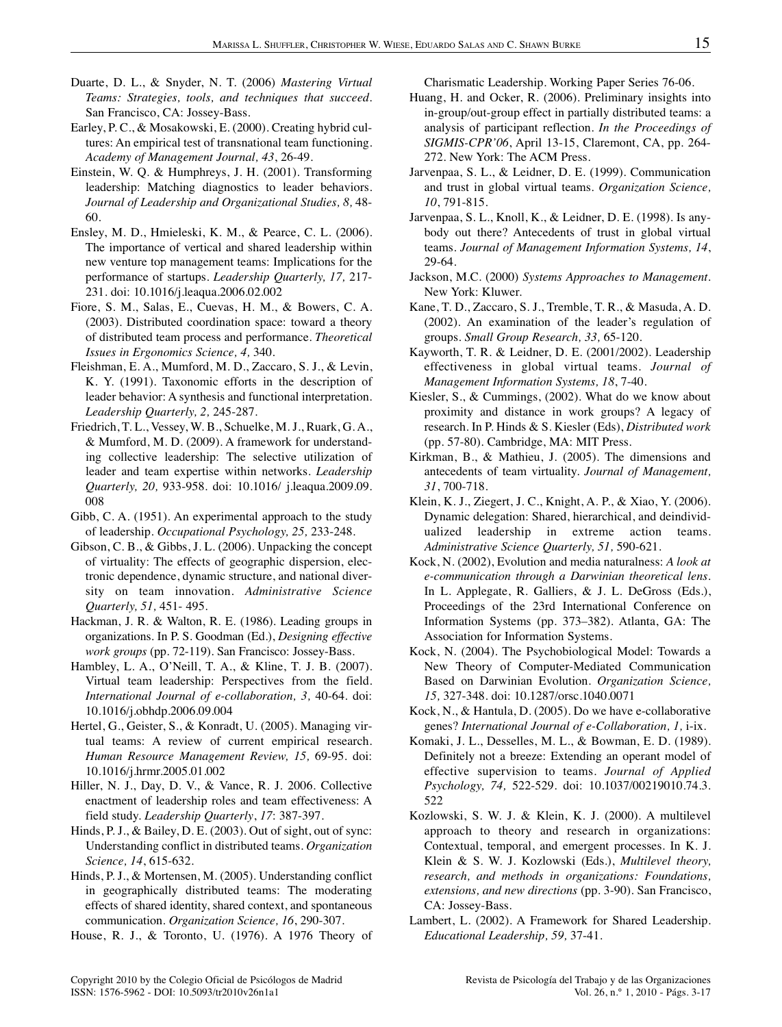Duarte, D. L., & Snyder, N. T. (2006) *Mastering Virtual Teams: Strategies, tools, and techniques that succeed.* San Francisco, CA: Jossey-Bass.

Earley, P. C., & Mosakowski, E. (2000). Creating hybrid cultures: An empirical test of transnational team functioning. *Academy of Management Journal, 43*, 26-49.

Einstein, W. Q. & Humphreys, J. H. (2001). Transforming leadership: Matching diagnostics to leader behaviors. *Journal of Leadership and Organizational Studies, 8,* 48-60.

Ensley, M. D., Hmieleski, K. M., & Pearce, C. L. (2006). The importance of vertical and shared leadership within new venture top management teams: Implications for the performance of startups. *Leadership Quarterly, 17,* 217-231. doi: 10.1016/j.leaqua.2006.02.002

Fiore, S. M., Salas, E., Cuevas, H. M., & Bowers, C. A. (2003). Distributed coordination space: toward a theory of distributed team process and performance. *Theoretical Issues in Ergonomics Science, 4,* 340.

Fleishman, E. A., Mumford, M. D., Zaccaro, S. J., & Levin, K. Y. (1991). Taxonomic efforts in the description of leader behavior: A synthesis and functional interpretation. *Leadership Quarterly, 2,* 245-287.

Friedrich, T. L., Vessey, W. B., Schuelke, M. J., Ruark, G. A., & Mumford, M. D. (2009). A framework for understanding collective leadership: The selective utilization of leader and team expertise within networks. *Leadership Quarterly, 20,* 933-958. doi: 10.1016/ j.leaqua.2009.09.008

Gibb, C. A. (1951). An experimental approach to the study of leadership. *Occupational Psychology, 25,* 233-248.

Gibson, C. B., & Gibbs, J. L. (2006). Unpacking the concept of virtuality: The effects of geographic dispersion, electronic dependence, dynamic structure, and national diversity on team innovation. *Administrative Science Quarterly, 51,* 451- 495.

Hackman, J. R. & Walton, R. E. (1986). Leading groups in organizations. In P. S. Goodman (Ed.), *Designing effective work groups* (pp. 72-119). San Francisco: Jossey-Bass.

Hambley, L. A., O'Neill, T. A., & Kline, T. J. B. (2007). Virtual team leadership: Perspectives from the field. *International Journal of e-collaboration, 3,* 40-64. doi: 10.1016/j.obhdp.2006.09.004

Hertel, G., Geister, S., & Konradt, U. (2005). Managing virtual teams: A review of current empirical research. *Human Resource Management Review, 15,* 69-95. doi: 10.1016/j.hrmr.2005.01.002

Hiller, N. J., Day, D. V., & Vance, R. J. 2006. Collective enactment of leadership roles and team effectiveness: A field study. *Leadership Quarterly*, *17*: 387-397.

Hinds, P. J., & Bailey, D. E. (2003). Out of sight, out of sync: Understanding conflict in distributed teams. *Organization Science, 14*, 615-632.

Hinds, P. J., & Mortensen, M. (2005). Understanding conflict in geographically distributed teams: The moderating effects of shared identity, shared context, and spontaneous communication. *Organization Science, 16*, 290-307.

House, R. J., & Toronto, U. (1976). A 1976 Theory of Charismatic Leadership. Working Paper Series 76-06.

Huang, H. and Ocker, R. (2006). Preliminary insights into in-group/out-group effect in partially distributed teams: a analysis of participant reflection. *In the Proceedings of SIGMIS-CPR'06*, April 13-15, Claremont, CA, pp. 264-272. New York: The ACM Press.

Jarvenpaa, S. L., & Leidner, D. E. (1999). Communication and trust in global virtual teams. *Organization Science, 10*, 791-815.

Jarvenpaa, S. L., Knoll, K., & Leidner, D. E. (1998). Is anybody out there? Antecedents of trust in global virtual teams. *Journal of Management Information Systems, 14*, 29-64.

Jackson, M.C. (2000) *Systems Approaches to Management*. New York: Kluwer.

Kane, T. D., Zaccaro, S. J., Tremble, T. R., & Masuda, A. D. (2002). An examination of the leader's regulation of groups. *Small Group Research, 33,* 65-120.

Kayworth, T. R. & Leidner, D. E. (2001/2002). Leadership effectiveness in global virtual teams. *Journal of Management Information Systems, 18*, 7-40.

Kiesler, S., & Cummings, (2002). What do we know about proximity and distance in work groups? A legacy of research. In P. Hinds & S. Kiesler (Eds), *Distributed work* (pp. 57-80). Cambridge, MA: MIT Press.

Kirkman, B., & Mathieu, J. (2005). The dimensions and antecedents of team virtuality. *Journal of Management, 31*, 700-718.

Klein, K. J., Ziegert, J. C., Knight, A. P., & Xiao, Y. (2006). Dynamic delegation: Shared, hierarchical, and deindividualized leadership in extreme action teams. *Administrative Science Quarterly, 51,* 590-621.

Kock, N. (2002), Evolution and media naturalness: *A look at e-communication through a Darwinian theoretical lens.* In L. Applegate, R. Galliers, & J. L. DeGross (Eds.), Proceedings of the 23rd International Conference on Information Systems (pp. 373–382). Atlanta, GA: The Association for Information Systems.

Kock, N. (2004). The Psychobiological Model: Towards a New Theory of Computer-Mediated Communication Based on Darwinian Evolution. *Organization Science, 15,* 327-348. doi: 10.1287/orsc.1040.0071

Kock, N., & Hantula, D. (2005). Do we have e-collaborative genes? *International Journal of e-Collaboration, 1,* i-ix.

Komaki, J. L., Desselles, M. L., & Bowman, E. D. (1989). Definitely not a breeze: Extending an operant model of effective supervision to teams. *Journal of Applied Psychology, 74,* 522-529. doi: 10.1037/00219010.74.3.522

Kozlowski, S. W. J. & Klein, K. J. (2000). A multilevel approach to theory and research in organizations: Contextual, temporal, and emergent processes. In K. J. Klein & S. W. J. Kozlowski (Eds.), *Multilevel theory, research, and methods in organizations: Foundations, extensions, and new directions* (pp. 3-90). San Francisco, CA: Jossey-Bass.

Lambert, L. (2002). A Framework for Shared Leadership. *Educational Leadership, 59,* 37-41.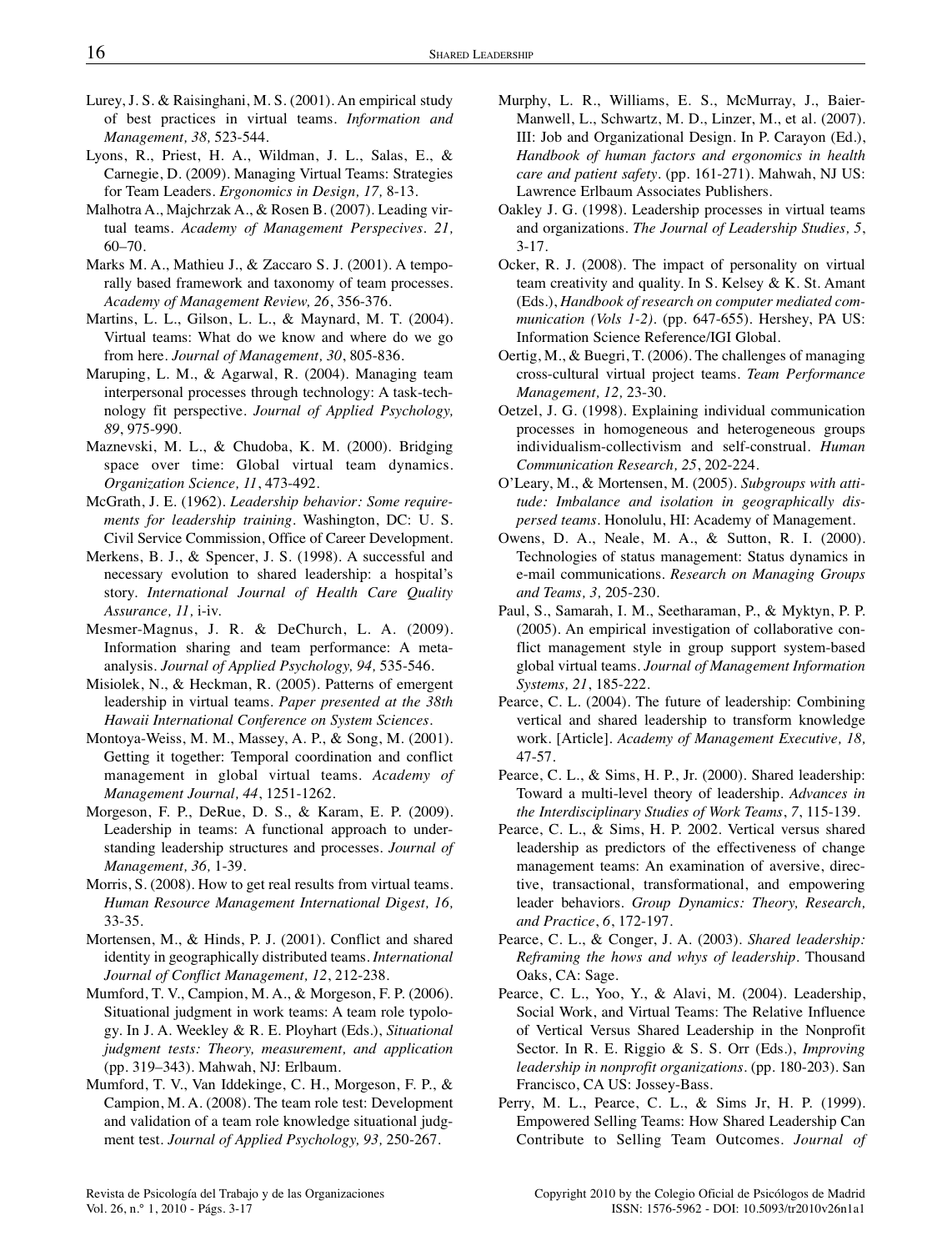Lurey, J. S. & Raisinghani, M. S. (2001). An empirical study of best practices in virtual teams. *Information and Management, 38,* 523-544.

Lyons, R., Priest, H. A., Wildman, J. L., Salas, E., & Carnegie, D. (2009). Managing Virtual Teams: Strategies for Team Leaders. *Ergonomics in Design, 17,* 8-13.

Malhotra A., Majchrzak A., & Rosen B. (2007). Leading virtual teams. *Academy of Management Perspecives. 21,* 60–70.

Marks M. A., Mathieu J., & Zaccaro S. J. (2001). A temporally based framework and taxonomy of team processes. *Academy of Management Review, 26*, 356-376.

Martins, L. L., Gilson, L. L., & Maynard, M. T. (2004). Virtual teams: What do we know and where do we go from here. *Journal of Management, 30*, 805-836.

Maruping, L. M., & Agarwal, R. (2004). Managing team interpersonal processes through technology: A task-technology fit perspective. *Journal of Applied Psychology, 89*, 975-990.

Maznevski, M. L., & Chudoba, K. M. (2000). Bridging space over time: Global virtual team dynamics. *Organization Science, 11*, 473-492.

McGrath, J. E. (1962). *Leadership behavior: Some requirements for leadership training*. Washington, DC: U. S. Civil Service Commission, Office of Career Development.

Merkens, B. J., & Spencer, J. S. (1998). A successful and necessary evolution to shared leadership: a hospital's story. *International Journal of Health Care Quality Assurance, 11,* i-iv.

Mesmer-Magnus, J. R. & DeChurch, L. A. (2009). Information sharing and team performance: A meta-analysis. *Journal of Applied Psychology, 94,* 535-546.

Misiolek, N., & Heckman, R. (2005). Patterns of emergent leadership in virtual teams. *Paper presented at the 38th Hawaii International Conference on System Sciences*.

Montoya-Weiss, M. M., Massey, A. P., & Song, M. (2001). Getting it together: Temporal coordination and conflict management in global virtual teams. *Academy of Management Journal, 44*, 1251-1262.

Morgeson, F. P., DeRue, D. S., & Karam, E. P. (2009). Leadership in teams: A functional approach to understanding leadership structures and processes. *Journal of Management, 36,* 1-39.

Morris, S. (2008). How to get real results from virtual teams. *Human Resource Management International Digest, 16,* 33-35.

Mortensen, M., & Hinds, P. J. (2001). Conflict and shared identity in geographically distributed teams. *International Journal of Conflict Management, 12*, 212-238.

Mumford, T. V., Campion, M. A., & Morgeson, F. P. (2006). Situational judgment in work teams: A team role typology. In J. A. Weekley & R. E. Ployhart (Eds.), *Situational judgment tests: Theory, measurement, and application* (pp. 319–343). Mahwah, NJ: Erlbaum.

Mumford, T. V., Van Iddekinge, C. H., Morgeson, F. P., & Campion, M. A. (2008). The team role test: Development and validation of a team role knowledge situational judgment test. *Journal of Applied Psychology, 93,* 250-267.

Murphy, L. R., Williams, E. S., McMurray, J., Baier-Manwell, L., Schwartz, M. D., Linzer, M., et al. (2007). III: Job and Organizational Design. In P. Carayon (Ed.), *Handbook of human factors and ergonomics in health care and patient safety*. (pp. 161-271). Mahwah, NJ US: Lawrence Erlbaum Associates Publishers.

Oakley J. G. (1998). Leadership processes in virtual teams and organizations. *The Journal of Leadership Studies, 5*, 3-17.

Ocker, R. J. (2008). The impact of personality on virtual team creativity and quality. In S. Kelsey & K. St. Amant (Eds.), *Handbook of research on computer mediated communication (Vols 1-2)*. (pp. 647-655). Hershey, PA US: Information Science Reference/IGI Global.

Oertig, M., & Buegri, T. (2006). The challenges of managing cross-cultural virtual project teams. *Team Performance Management, 12,* 23-30.

Oetzel, J. G. (1998). Explaining individual communication processes in homogeneous and heterogeneous groups individualism-collectivism and self-construal. *Human Communication Research, 25*, 202-224.

O'Leary, M., & Mortensen, M. (2005). *Subgroups with attitude: Imbalance and isolation in geographically dispersed teams*. Honolulu, HI: Academy of Management.

Owens, D. A., Neale, M. A., & Sutton, R. I. (2000). Technologies of status management: Status dynamics in e-mail communications. *Research on Managing Groups and Teams, 3,* 205-230.

Paul, S., Samarah, I. M., Seetharaman, P., & Myktyn, P. P. (2005). An empirical investigation of collaborative conflict management style in group support system-based global virtual teams. *Journal of Management Information Systems, 21*, 185-222.

Pearce, C. L. (2004). The future of leadership: Combining vertical and shared leadership to transform knowledge work. [Article]. *Academy of Management Executive, 18,* 47-57.

Pearce, C. L., & Sims, H. P., Jr. (2000). Shared leadership: Toward a multi-level theory of leadership. *Advances in the Interdisciplinary Studies of Work Teams*, *7*, 115-139.

Pearce, C. L., & Sims, H. P. 2002. Vertical versus shared leadership as predictors of the effectiveness of change management teams: An examination of aversive, directive, transactional, transformational, and empowering leader behaviors. *Group Dynamics: Theory, Research, and Practice*, *6*, 172-197.

Pearce, C. L., & Conger, J. A. (2003). *Shared leadership: Reframing the hows and whys of leadership*. Thousand Oaks, CA: Sage.

Pearce, C. L., Yoo, Y., & Alavi, M. (2004). Leadership, Social Work, and Virtual Teams: The Relative Influence of Vertical Versus Shared Leadership in the Nonprofit Sector. In R. E. Riggio & S. S. Orr (Eds.), *Improving leadership in nonprofit organizations*. (pp. 180-203). San Francisco, CA US: Jossey-Bass.

Perry, M. L., Pearce, C. L., & Sims Jr, H. P. (1999). Empowered Selling Teams: How Shared Leadership Can Contribute to Selling Team Outcomes. *Journal of*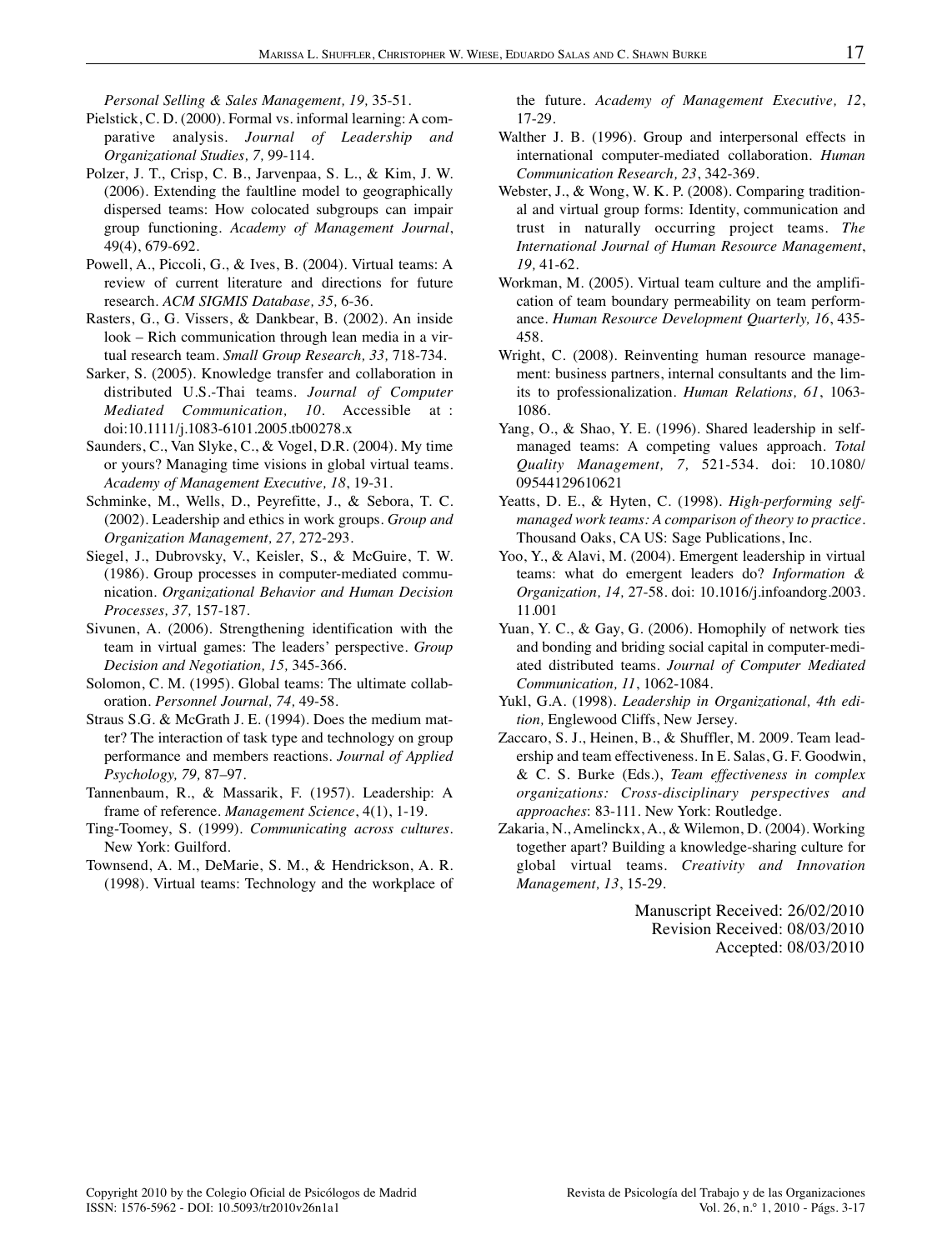*Personal Selling & Sales Management, 19,* 35-51.

Pielstick, C. D. (2000). Formal vs. informal learning: A comparative analysis. *Journal of Leadership and Organizational Studies, 7,* 99-114.

Polzer, J. T., Crisp, C. B., Jarvenpaa, S. L., & Kim, J. W. (2006). Extending the faultline model to geographically dispersed teams: How colocated subgroups can impair group functioning. *Academy of Management Journal*, 49(4), 679-692.

Powell, A., Piccoli, G., & Ives, B. (2004). Virtual teams: A review of current literature and directions for future research. *ACM SIGMIS Database, 35,* 6-36.

Rasters, G., G. Vissers, & Dankbear, B. (2002). An inside look – Rich communication through lean media in a virtual research team. *Small Group Research, 33,* 718-734.

Sarker, S. (2005). Knowledge transfer and collaboration in distributed U.S.-Thai teams. *Journal of Computer Mediated Communication, 10.* Accessible at : doi:10.1111/j.1083-6101.2005.tb00278.x

Saunders, C., Van Slyke, C., & Vogel, D.R. (2004). My time or yours? Managing time visions in global virtual teams. *Academy of Management Executive, 18*, 19-31.

Schminke, M., Wells, D., Peyrefitte, J., & Sebora, T. C. (2002). Leadership and ethics in work groups. *Group and Organization Management, 27,* 272-293.

Siegel, J., Dubrovsky, V., Keisler, S., & McGuire, T. W. (1986). Group processes in computer-mediated communication. *Organizational Behavior and Human Decision Processes, 37,* 157-187.

Sivunen, A. (2006). Strengthening identification with the team in virtual games: The leaders' perspective. *Group Decision and Negotiation, 15,* 345-366.

Solomon, C. M. (1995). Global teams: The ultimate collaboration. *Personnel Journal, 74,* 49-58.

Straus S.G. & McGrath J. E. (1994). Does the medium matter? The interaction of task type and technology on group performance and members reactions. *Journal of Applied Psychology, 79,* 87–97.

Tannenbaum, R., & Massarik, F. (1957). Leadership: A frame of reference. *Management Science*, 4(1), 1-19.

Ting-Toomey, S. (1999). *Communicating across cultures.* New York: Guilford.

Townsend, A. M., DeMarie, S. M., & Hendrickson, A. R. (1998). Virtual teams: Technology and the workplace of the future. *Academy of Management Executive, 12*, 17-29.

Walther J. B. (1996). Group and interpersonal effects in international computer-mediated collaboration. *Human Communication Research, 23*, 342-369.

Webster, J., & Wong, W. K. P. (2008). Comparing traditional and virtual group forms: Identity, communication and trust in naturally occurring project teams. *The International Journal of Human Resource Management*, *19,* 41-62.

Workman, M. (2005). Virtual team culture and the amplification of team boundary permeability on team performance. *Human Resource Development Quarterly, 16*, 435-458.

Wright, C. (2008). Reinventing human resource management: business partners, internal consultants and the limits to professionalization. *Human Relations, 61*, 1063-1086.

Yang, O., & Shao, Y. E. (1996). Shared leadership in self-managed teams: A competing values approach. *Total Quality Management, 7,* 521-534. doi: 10.1080/09544129610621

Yeatts, D. E., & Hyten, C. (1998). *High-performing self-managed work teams: A comparison of theory to practice*. Thousand Oaks, CA US: Sage Publications, Inc.

Yoo, Y., & Alavi, M. (2004). Emergent leadership in virtual teams: what do emergent leaders do? *Information & Organization, 14,* 27-58. doi: 10.1016/j.infoandorg.2003.11.001

Yuan, Y. C., & Gay, G. (2006). Homophily of network ties and bonding and briding social capital in computer-mediated distributed teams. *Journal of Computer Mediated Communication, 11*, 1062-1084.

Yukl, G.A. (1998). *Leadership in Organizational, 4th edition,* Englewood Cliffs, New Jersey.

Zaccaro, S. J., Heinen, B., & Shuffler, M. 2009. Team leadership and team effectiveness. In E. Salas, G. F. Goodwin, & C. S. Burke (Eds.), *Team effectiveness in complex organizations: Cross-disciplinary perspectives and approaches*: 83-111. New York: Routledge.

Zakaria, N., Amelinckx, A., & Wilemon, D. (2004). Working together apart? Building a knowledge-sharing culture for global virtual teams. *Creativity and Innovation Management, 13*, 15-29.

Manuscript Received: 26/02/2010
Revision Received: 08/03/2010
Accepted: 08/03/2010